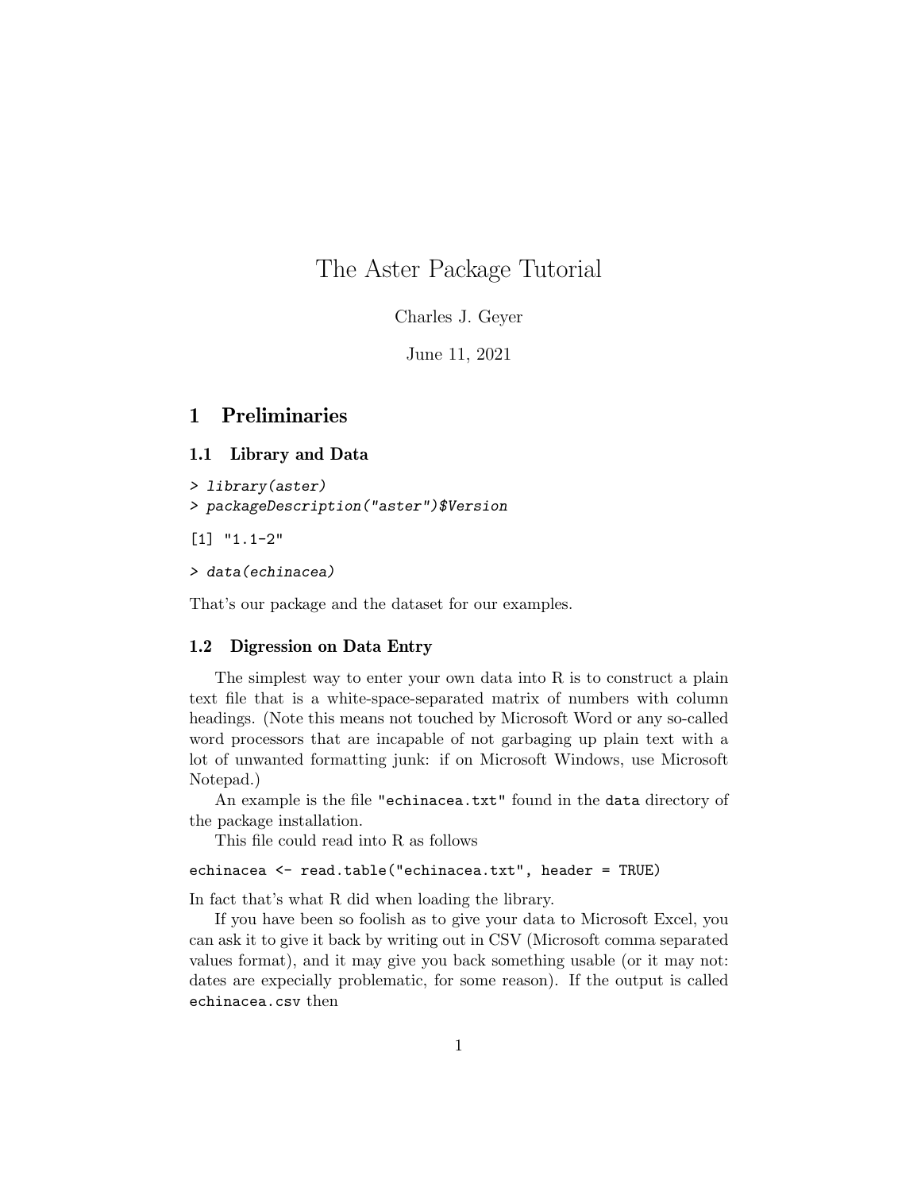# The Aster Package Tutorial

Charles J. Geyer

June 11, 2021

## 1 Preliminaries

### 1.1 Library and Data

```
> library(aster)
> packageDescription("aster")$Version
```

```
[1] "1.1-2"
```

```
> data(echinacea)
```

That's our package and the dataset for our examples.

### 1.2 Digression on Data Entry

The simplest way to enter your own data into R is to construct a plain text file that is a white-space-separated matrix of numbers with column headings. (Note this means not touched by Microsoft Word or any so-called word processors that are incapable of not garbaging up plain text with a lot of unwanted formatting junk: if on Microsoft Windows, use Microsoft Notepad.)

An example is the file `"echinacea.txt"` found in the `data` directory of the package installation.

This file could read into R as follows

```
echinacea <- read.table("echinacea.txt", header = TRUE)
```

In fact that's what R did when loading the library.

If you have been so foolish as to give your data to Microsoft Excel, you can ask it to give it back by writing out in CSV (Microsoft comma separated values format), and it may give you back something usable (or it may not: dates are expecially problematic, for some reason). If the output is called `echinacea.csv` then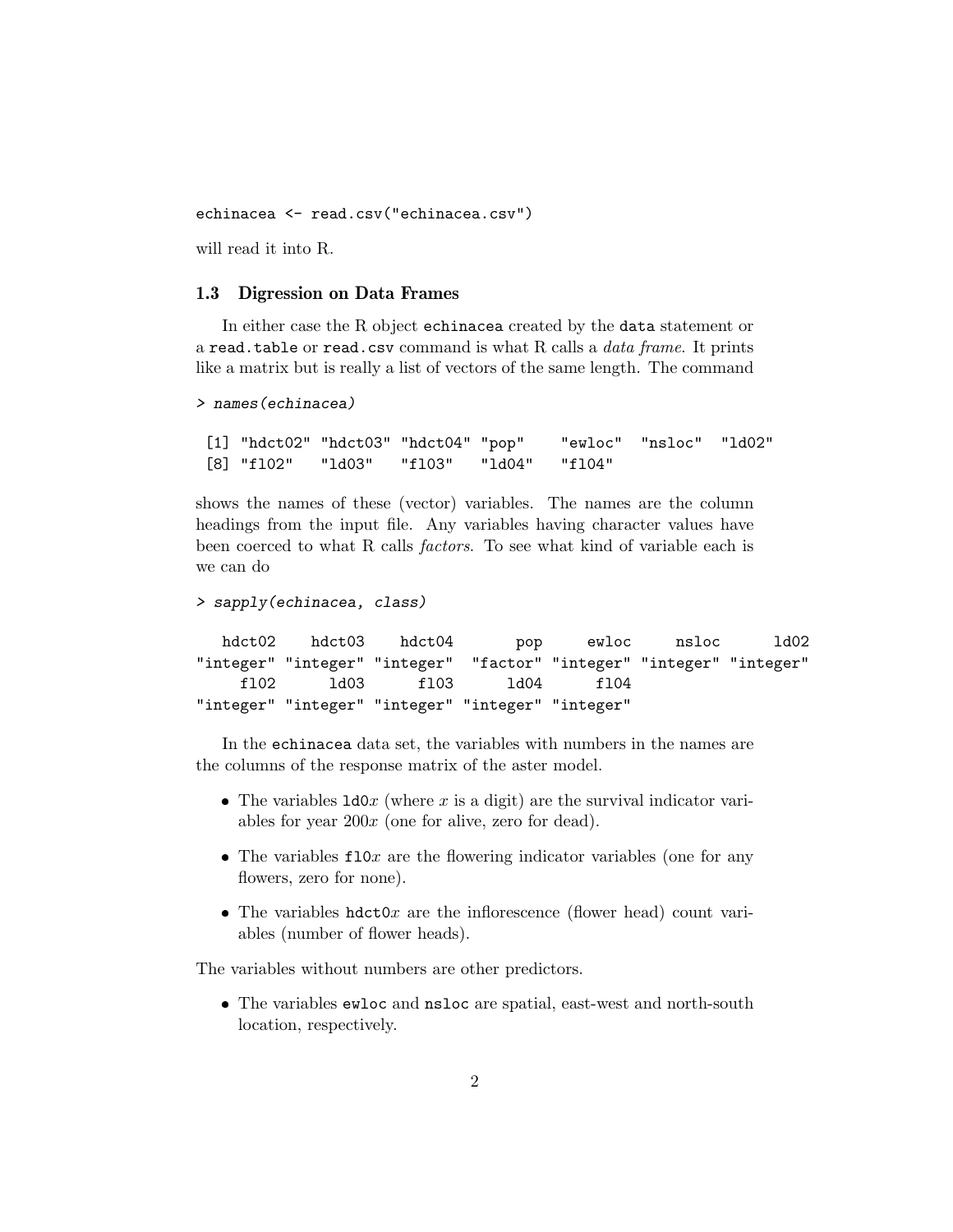```
echinacea <- read.csv("echinacea.csv")
```

will read it into R.

### 1.3 Digression on Data Frames

In either case the R object `echinacea` created by the `data` statement or a `read.table` or `read.csv` command is what R calls a *data frame*. It prints like a matrix but is really a list of vectors of the same length. The command

```
> names(echinacea)

 [1] "hdct02" "hdct03" "hdct04" "pop"    "ewloc"  "nsloc"  "ld02"
 [8] "fl02"   "ld03"   "fl03"   "ld04"   "fl04"
```

shows the names of these (vector) variables. The names are the column headings from the input file. Any variables having character values have been coerced to what R calls *factors*. To see what kind of variable each is we can do

```
> sapply(echinacea, class)

   hdct02    hdct03    hdct04       pop     ewloc     nsloc      ld02
"integer" "integer" "integer"  "factor" "integer" "integer" "integer"
     fl02      ld03      fl03      ld04      fl04
"integer" "integer" "integer" "integer" "integer"
```

In the `echinacea` data set, the variables with numbers in the names are the columns of the response matrix of the aster model.

- The variables `ld0`$x$ (where $x$ is a digit) are the survival indicator variables for year $200x$ (one for alive, zero for dead).
- The variables `fl0`$x$ are the flowering indicator variables (one for any flowers, zero for none).
- The variables `hdct0`$x$ are the inflorescence (flower head) count variables (number of flower heads).

The variables without numbers are other predictors.

- The variables `ewloc` and `nsloc` are spatial, east-west and north-south location, respectively.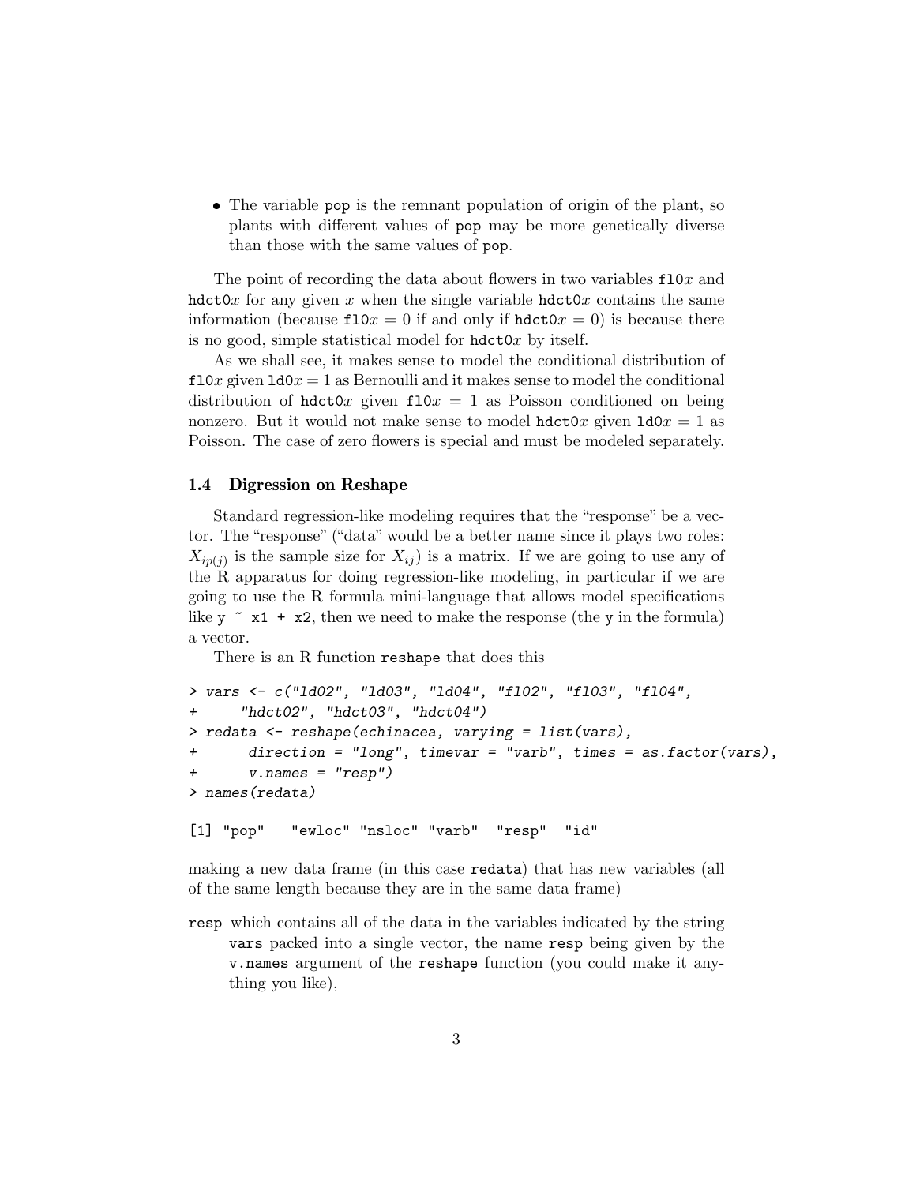- The variable `pop` is the remnant population of origin of the plant, so plants with different values of `pop` may be more genetically diverse than those with the same values of `pop`.

The point of recording the data about flowers in two variables `fl0`$x$ and `hdct0`$x$ for any given $x$ when the single variable `hdct0`$x$ contains the same information (because `fl0`$x = 0$ if and only if `hdct0`$x = 0$) is because there is no good, simple statistical model for `hdct0`$x$ by itself.

As we shall see, it makes sense to model the conditional distribution of `fl0`$x$ given `ld0`$x = 1$ as Bernoulli and it makes sense to model the conditional distribution of `hdct0`$x$ given `fl0`$x = 1$ as Poisson conditioned on being nonzero. But it would not make sense to model `hdct0`$x$ given `ld0`$x = 1$ as Poisson. The case of zero flowers is special and must be modeled separately.

### 1.4 Digression on Reshape

Standard regression-like modeling requires that the "response" be a vector. The "response" ("data" would be a better name since it plays two roles: $X_{ip(j)}$ is the sample size for $X_{ij}$) is a matrix. If we are going to use any of the R apparatus for doing regression-like modeling, in particular if we are going to use the R formula mini-language that allows model specifications like `y ~ x1 + x2`, then we need to make the response (the `y` in the formula) a vector.

There is an R function `reshape` that does this

```
> vars <- c("ld02", "ld03", "ld04", "fl02", "fl03", "fl04",
+     "hdct02", "hdct03", "hdct04")
> redata <- reshape(echinacea, varying = list(vars),
+      direction = "long", timevar = "varb", times = as.factor(vars),
+      v.names = "resp")
> names(redata)

[1] "pop"   "ewloc" "nsloc" "varb"  "resp"  "id"
```

making a new data frame (in this case `redata`) that has new variables (all of the same length because they are in the same data frame)

`resp` which contains all of the data in the variables indicated by the string `vars` packed into a single vector, the name `resp` being given by the `v.names` argument of the `reshape` function (you could make it anything you like),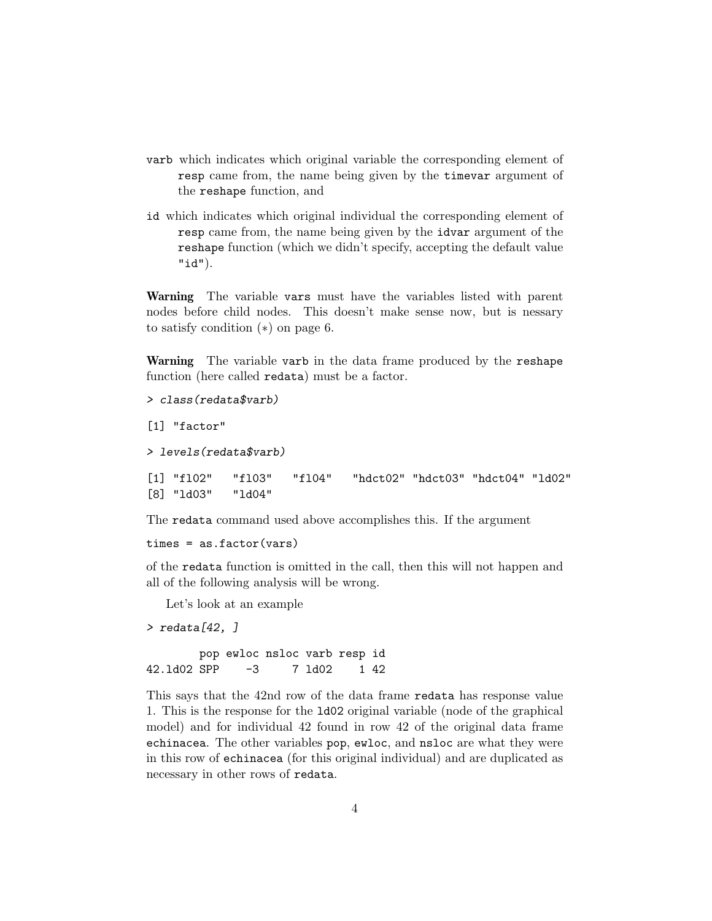`varb` which indicates which original variable the corresponding element of `resp` came from, the name being given by the `timevar` argument of the `reshape` function, and

`id` which indicates which original individual the corresponding element of `resp` came from, the name being given by the `idvar` argument of the `reshape` function (which we didn't specify, accepting the default value `"id"`).

**Warning** The variable `vars` must have the variables listed with parent nodes before child nodes. This doesn't make sense now, but is nessary to satisfy condition (∗) on page 6.

**Warning** The variable `varb` in the data frame produced by the `reshape` function (here called `redata`) must be a factor.

```
> class(redata$varb)

[1] "factor"

> levels(redata$varb)

[1] "fl02"   "fl03"   "fl04"   "hdct02" "hdct03" "hdct04" "ld02"
[8] "ld03"   "ld04"
```

The `redata` command used above accomplishes this. If the argument

```
times = as.factor(vars)
```

of the `redata` function is omitted in the call, then this will not happen and all of the following analysis will be wrong.

Let's look at an example

```
> redata[42, ]

        pop ewloc nsloc varb resp id
42.ld02 SPP    -3     7 ld02    1 42
```

This says that the 42nd row of the data frame `redata` has response value 1. This is the response for the `ld02` original variable (node of the graphical model) and for individual 42 found in row 42 of the original data frame `echinacea`. The other variables `pop`, `ewloc`, and `nsloc` are what they were in this row of `echinacea` (for this original individual) and are duplicated as necessary in other rows of `redata`.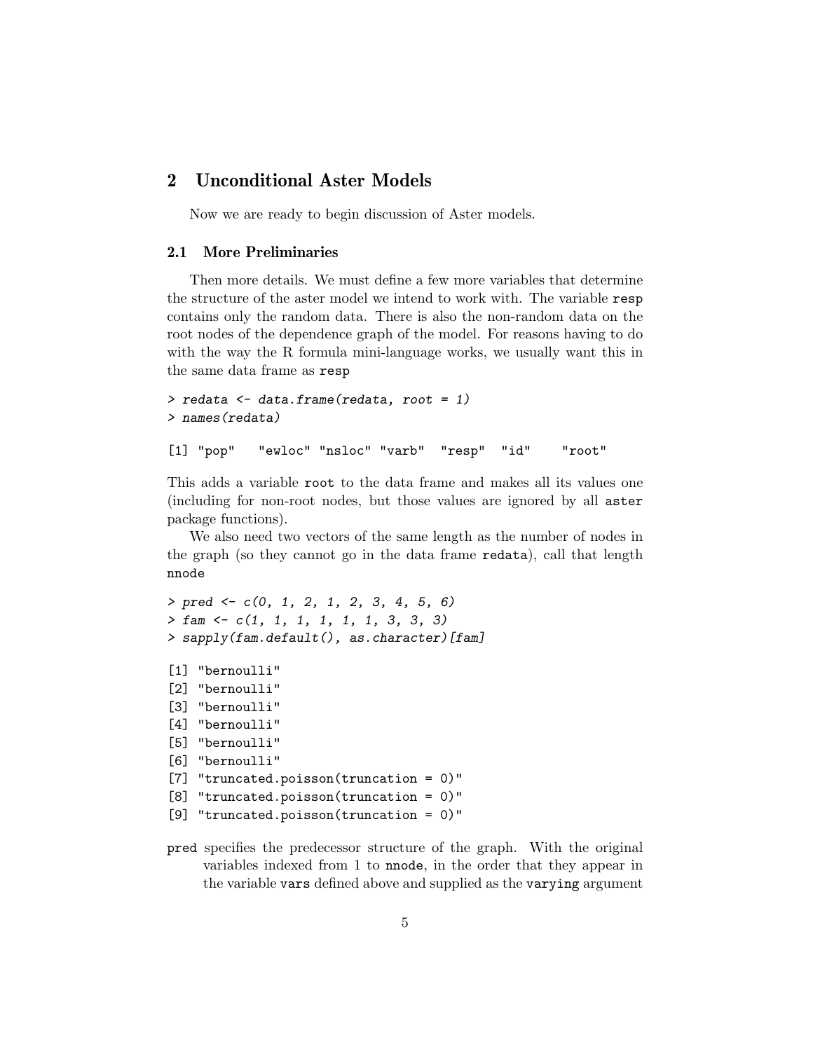## 2 Unconditional Aster Models

Now we are ready to begin discussion of Aster models.

### 2.1 More Preliminaries

Then more details. We must define a few more variables that determine the structure of the aster model we intend to work with. The variable `resp` contains only the random data. There is also the non-random data on the root nodes of the dependence graph of the model. For reasons having to do with the way the R formula mini-language works, we usually want this in the same data frame as `resp`

```
> redata <- data.frame(redata, root = 1)
> names(redata)

[1] "pop"   "ewloc" "nsloc" "varb"  "resp"  "id"    "root"
```

This adds a variable `root` to the data frame and makes all its values one (including for non-root nodes, but those values are ignored by all `aster` package functions).

We also need two vectors of the same length as the number of nodes in the graph (so they cannot go in the data frame `redata`), call that length `nnode`

```
> pred <- c(0, 1, 2, 1, 2, 3, 4, 5, 6)
> fam <- c(1, 1, 1, 1, 1, 1, 3, 3, 3)
> sapply(fam.default(), as.character)[fam]

[1] "bernoulli"
[2] "bernoulli"
[3] "bernoulli"
[4] "bernoulli"
[5] "bernoulli"
[6] "bernoulli"
[7] "truncated.poisson(truncation = 0)"
[8] "truncated.poisson(truncation = 0)"
[9] "truncated.poisson(truncation = 0)"
```

`pred` specifies the predecessor structure of the graph. With the original variables indexed from 1 to `nnode`, in the order that they appear in the variable `vars` defined above and supplied as the `varying` argument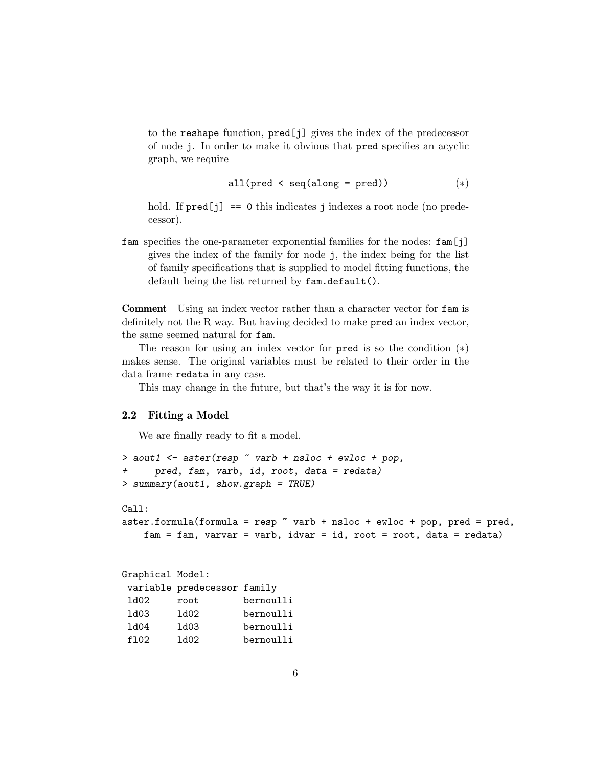to the `reshape` function, `pred[j]` gives the index of the predecessor of node `j`. In order to make it obvious that `pred` specifies an acyclic graph, we require

```
all(pred < seq(along = pred))        (*)
```

hold. If `pred[j] == 0` this indicates `j` indexes a root node (no predecessor).

`fam` specifies the one-parameter exponential families for the nodes: `fam[j]` gives the index of the family for node `j`, the index being for the list of family specifications that is supplied to model fitting functions, the default being the list returned by `fam.default()`.

**Comment** Using an index vector rather than a character vector for `fam` is definitely not the R way. But having decided to make `pred` an index vector, the same seemed natural for `fam`.

The reason for using an index vector for `pred` is so the condition (*) makes sense. The original variables must be related to their order in the data frame `redata` in any case.

This may change in the future, but that's the way it is for now.

## 2.2 Fitting a Model

We are finally ready to fit a model.

```
> aout1 <- aster(resp ~ varb + nsloc + ewloc + pop,
+     pred, fam, varb, id, root, data = redata)
> summary(aout1, show.graph = TRUE)

Call:
aster.formula(formula = resp ~ varb + nsloc + ewloc + pop, pred = pred,
    fam = fam, varvar = varb, idvar = id, root = root, data = redata)


Graphical Model:
 variable predecessor family
 ld02     root        bernoulli
 ld03     ld02        bernoulli
 ld04     ld03        bernoulli
 fl02     ld02        bernoulli
```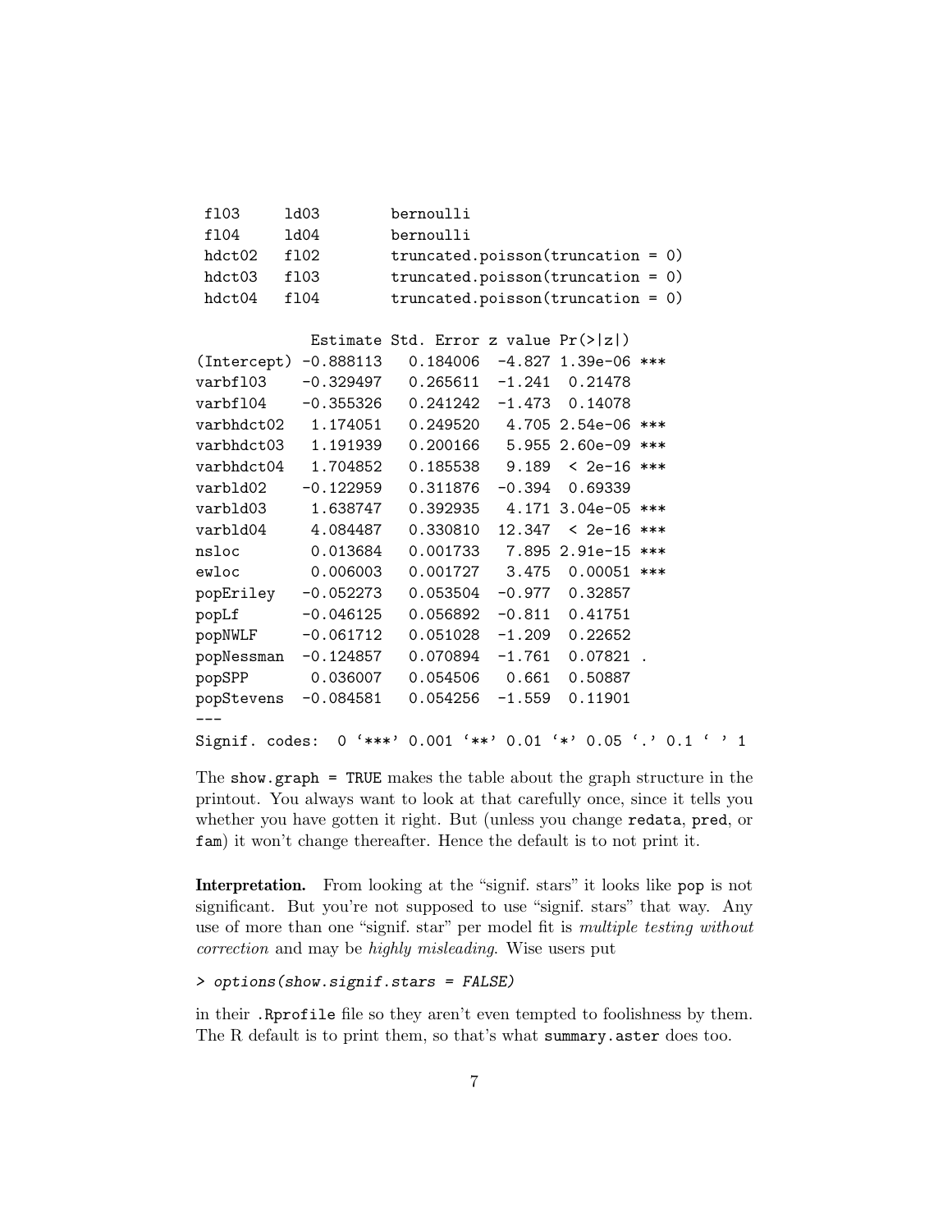```
 fl03     ld03        bernoulli
 fl04     ld04        bernoulli
 hdct02   fl02        truncated.poisson(truncation = 0)
 hdct03   fl03        truncated.poisson(truncation = 0)
 hdct04   fl04        truncated.poisson(truncation = 0)

             Estimate Std. Error z value Pr(>|z|)    
(Intercept) -0.888113   0.184006  -4.827 1.39e-06 ***
varbfl03    -0.329497   0.265611  -1.241  0.21478    
varbfl04    -0.355326   0.241242  -1.473  0.14078    
varbhdct02   1.174051   0.249520   4.705 2.54e-06 ***
varbhdct03   1.191939   0.200166   5.955 2.60e-09 ***
varbhdct04   1.704852   0.185538   9.189  < 2e-16 ***
varbld02    -0.122959   0.311876  -0.394  0.69339    
varbld03     1.638747   0.392935   4.171 3.04e-05 ***
varbld04     4.084487   0.330810  12.347  < 2e-16 ***
nsloc        0.013684   0.001733   7.895 2.91e-15 ***
ewloc        0.006003   0.001727   3.475  0.00051 ***
popEriley   -0.052273   0.053504  -0.977  0.32857    
popLf       -0.046125   0.056892  -0.811  0.41751    
popNWLF     -0.061712   0.051028  -1.209  0.22652    
popNessman  -0.124857   0.070894  -1.761  0.07821 .  
popSPP       0.036007   0.054506   0.661  0.50887    
popStevens  -0.084581   0.054256  -1.559  0.11901    
---
Signif. codes:  0 '***' 0.001 '**' 0.01 '*' 0.05 '.' 0.1 ' ' 1
```

The `show.graph = TRUE` makes the table about the graph structure in the printout. You always want to look at that carefully once, since it tells you whether you have gotten it right. But (unless you change `redata`, `pred`, or `fam`) it won't change thereafter. Hence the default is to not print it.

**Interpretation.** From looking at the "signif. stars" it looks like `pop` is not significant. But you're not supposed to use "signif. stars" that way. Any use of more than one "signif. star" per model fit is *multiple testing without correction* and may be *highly misleading*. Wise users put

```
> options(show.signif.stars = FALSE)
```

in their `.Rprofile` file so they aren't even tempted to foolishness by them. The R default is to print them, so that's what `summary.aster` does too.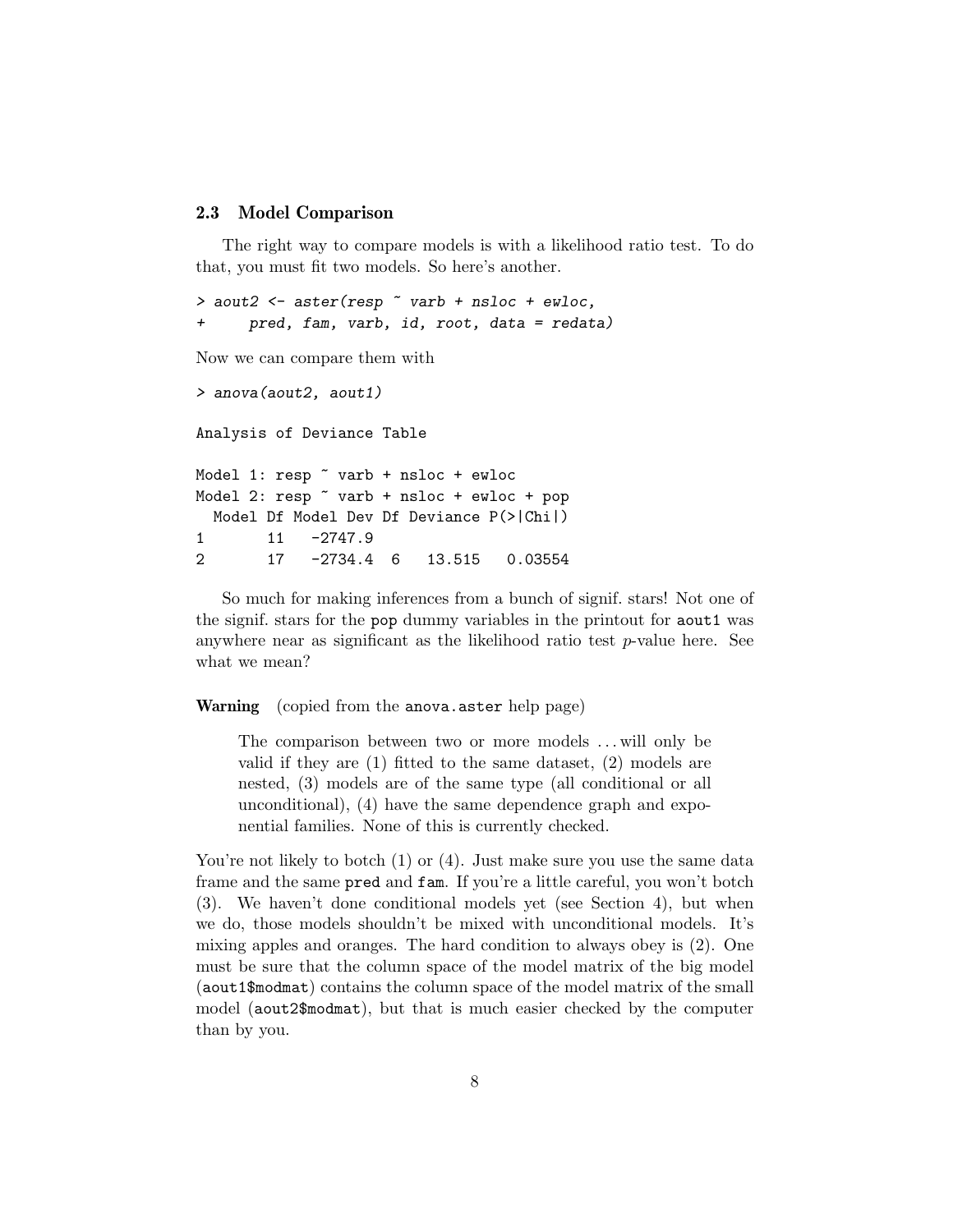## 2.3 Model Comparison

The right way to compare models is with a likelihood ratio test. To do that, you must fit two models. So here's another.

```
> aout2 <- aster(resp ~ varb + nsloc + ewloc,
+     pred, fam, varb, id, root, data = redata)
```

Now we can compare them with

```
> anova(aout2, aout1)

Analysis of Deviance Table

Model 1: resp ~ varb + nsloc + ewloc
Model 2: resp ~ varb + nsloc + ewloc + pop
  Model Df Model Dev Df Deviance P(>|Chi|)
1       11   -2747.9
2       17   -2734.4  6   13.515   0.03554
```

So much for making inferences from a bunch of signif. stars! Not one of the signif. stars for the pop dummy variables in the printout for aout1 was anywhere near as significant as the likelihood ratio test $p$-value here. See what we mean?

**Warning** (copied from the anova.aster help page)

> The comparison between two or more models ... will only be valid if they are (1) fitted to the same dataset, (2) models are nested, (3) models are of the same type (all conditional or all unconditional), (4) have the same dependence graph and exponential families. None of this is currently checked.

You're not likely to botch (1) or (4). Just make sure you use the same data frame and the same pred and fam. If you're a little careful, you won't botch (3). We haven't done conditional models yet (see Section 4), but when we do, those models shouldn't be mixed with unconditional models. It's mixing apples and oranges. The hard condition to always obey is (2). One must be sure that the column space of the model matrix of the big model (aout1$modmat) contains the column space of the model matrix of the small model (aout2$modmat), but that is much easier checked by the computer than by you.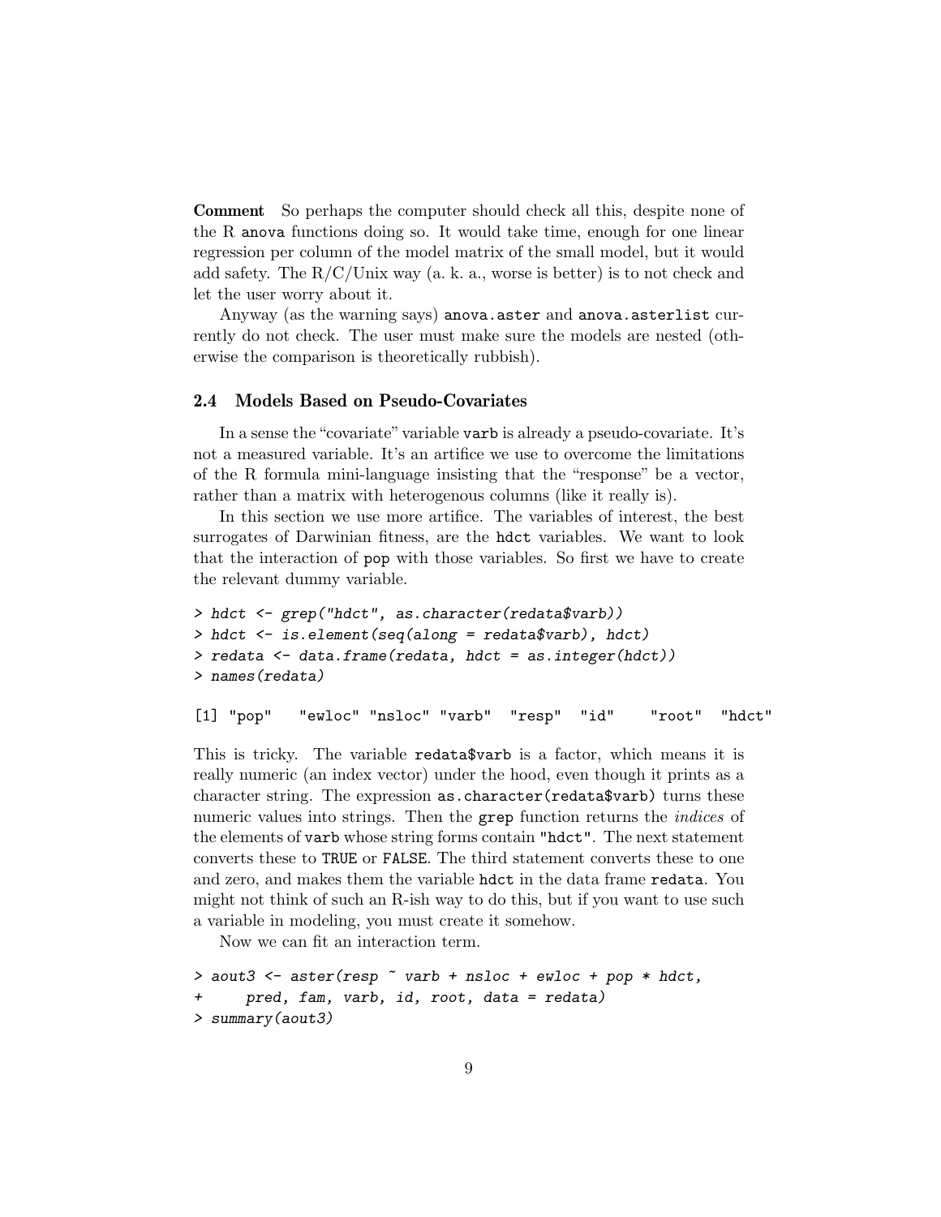**Comment** So perhaps the computer should check all this, despite none of the R `anova` functions doing so. It would take time, enough for one linear regression per column of the model matrix of the small model, but it would add safety. The R/C/Unix way (a. k. a., worse is better) is to not check and let the user worry about it.

Anyway (as the warning says) `anova.aster` and `anova.asterlist` currently do not check. The user must make sure the models are nested (otherwise the comparison is theoretically rubbish).

### 2.4 Models Based on Pseudo-Covariates

In a sense the "covariate" variable `varb` is already a pseudo-covariate. It's not a measured variable. It's an artifice we use to overcome the limitations of the R formula mini-language insisting that the "response" be a vector, rather than a matrix with heterogenous columns (like it really is).

In this section we use more artifice. The variables of interest, the best surrogates of Darwinian fitness, are the `hdct` variables. We want to look that the interaction of `pop` with those variables. So first we have to create the relevant dummy variable.

```
> hdct <- grep("hdct", as.character(redata$varb))
> hdct <- is.element(seq(along = redata$varb), hdct)
> redata <- data.frame(redata, hdct = as.integer(hdct))
> names(redata)

[1] "pop"   "ewloc" "nsloc" "varb"  "resp"  "id"    "root"  "hdct"
```

This is tricky. The variable `redata$varb` is a factor, which means it is really numeric (an index vector) under the hood, even though it prints as a character string. The expression `as.character(redata$varb)` turns these numeric values into strings. Then the `grep` function returns the *indices* of the elements of `varb` whose string forms contain `"hdct"`. The next statement converts these to `TRUE` or `FALSE`. The third statement converts these to one and zero, and makes them the variable `hdct` in the data frame `redata`. You might not think of such an R-ish way to do this, but if you want to use such a variable in modeling, you must create it somehow.

Now we can fit an interaction term.

```
> aout3 <- aster(resp ~ varb + nsloc + ewloc + pop * hdct,
+     pred, fam, varb, id, root, data = redata)
> summary(aout3)
```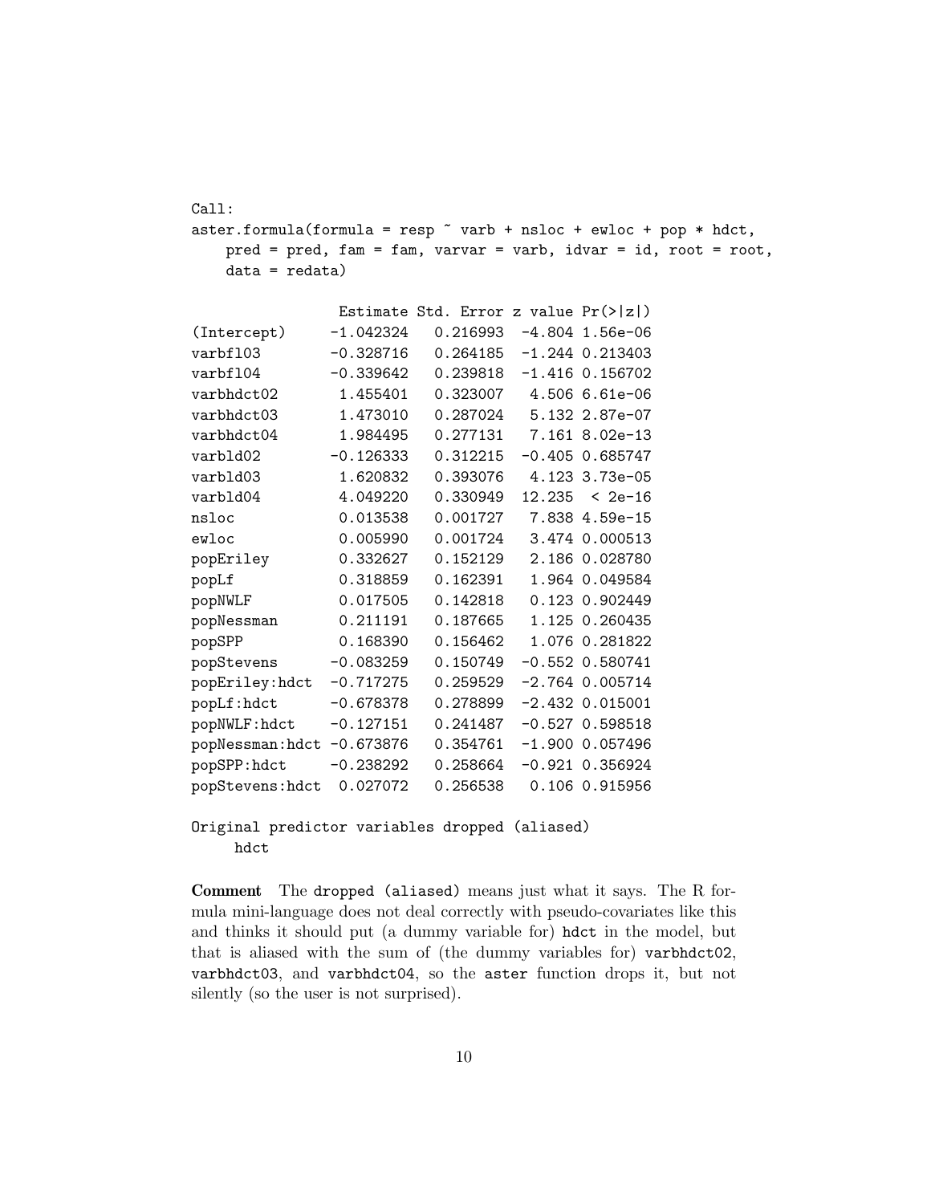```
Call:
aster.formula(formula = resp ~ varb + nsloc + ewloc + pop * hdct,
    pred = pred, fam = fam, varvar = varb, idvar = id, root = root,
    data = redata)

                 Estimate Std. Error z value Pr(>|z|)
(Intercept)     -1.042324   0.216993  -4.804 1.56e-06
varbfl03        -0.328716   0.264185  -1.244 0.213403
varbfl04        -0.339642   0.239818  -1.416 0.156702
varbhdct02       1.455401   0.323007   4.506 6.61e-06
varbhdct03       1.473010   0.287024   5.132 2.87e-07
varbhdct04       1.984495   0.277131   7.161 8.02e-13
varbld02        -0.126333   0.312215  -0.405 0.685747
varbld03         1.620832   0.393076   4.123 3.73e-05
varbld04         4.049220   0.330949  12.235  < 2e-16
nsloc            0.013538   0.001727   7.838 4.59e-15
ewloc            0.005990   0.001724   3.474 0.000513
popEriley        0.332627   0.152129   2.186 0.028780
popLf            0.318859   0.162391   1.964 0.049584
popNWLF          0.017505   0.142818   0.123 0.902449
popNessman       0.211191   0.187665   1.125 0.260435
popSPP           0.168390   0.156462   1.076 0.281822
popStevens      -0.083259   0.150749  -0.552 0.580741
popEriley:hdct  -0.717275   0.259529  -2.764 0.005714
popLf:hdct      -0.678378   0.278899  -2.432 0.015001
popNWLF:hdct    -0.127151   0.241487  -0.527 0.598518
popNessman:hdct -0.673876   0.354761  -1.900 0.057496
popSPP:hdct     -0.238292   0.258664  -0.921 0.356924
popStevens:hdct  0.027072   0.256538   0.106 0.915956

Original predictor variables dropped (aliased)
     hdct
```

**Comment** The `dropped (aliased)` means just what it says. The R formula mini-language does not deal correctly with pseudo-covariates like this and thinks it should put (a dummy variable for) `hdct` in the model, but that is aliased with the sum of (the dummy variables for) `varbhdct02`, `varbhdct03`, and `varbhdct04`, so the `aster` function drops it, but not silently (so the user is not surprised).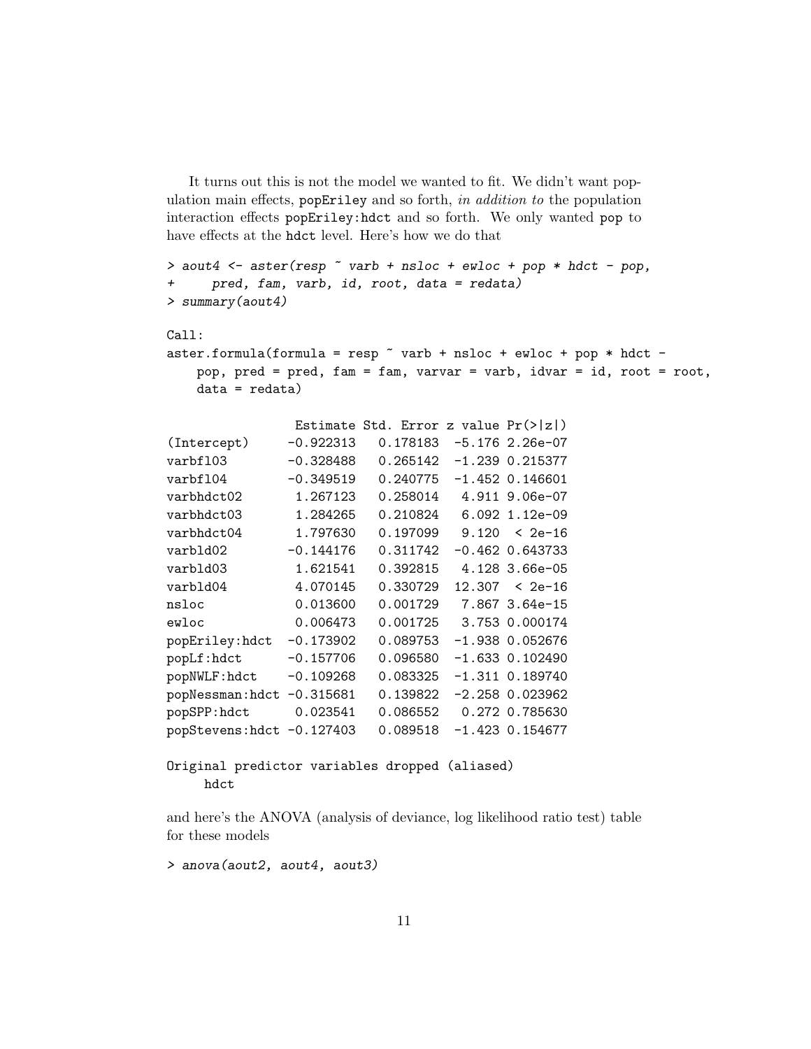It turns out this is not the model we wanted to fit. We didn't want population main effects, `popEriley` and so forth, *in addition to* the population interaction effects `popEriley:hdct` and so forth. We only wanted `pop` to have effects at the `hdct` level. Here's how we do that

```
> aout4 <- aster(resp ~ varb + nsloc + ewloc + pop * hdct - pop,
+     pred, fam, varb, id, root, data = redata)
> summary(aout4)

Call:
aster.formula(formula = resp ~ varb + nsloc + ewloc + pop * hdct -
    pop, pred = pred, fam = fam, varvar = varb, idvar = id, root = root,
    data = redata)

                 Estimate Std. Error z value Pr(>|z|)
(Intercept)     -0.922313   0.178183  -5.176 2.26e-07
varbfl03        -0.328488   0.265142  -1.239 0.215377
varbfl04        -0.349519   0.240775  -1.452 0.146601
varbhdct02       1.267123   0.258014   4.911 9.06e-07
varbhdct03       1.284265   0.210824   6.092 1.12e-09
varbhdct04       1.797630   0.197099   9.120  < 2e-16
varbld02        -0.144176   0.311742  -0.462 0.643733
varbld03         1.621541   0.392815   4.128 3.66e-05
varbld04         4.070145   0.330729  12.307  < 2e-16
nsloc            0.013600   0.001729   7.867 3.64e-15
ewloc            0.006473   0.001725   3.753 0.000174
popEriley:hdct  -0.173902   0.089753  -1.938 0.052676
popLf:hdct      -0.157706   0.096580  -1.633 0.102490
popNWLF:hdct    -0.109268   0.083325  -1.311 0.189740
popNessman:hdct -0.315681   0.139822  -2.258 0.023962
popSPP:hdct      0.023541   0.086552   0.272 0.785630
popStevens:hdct -0.127403   0.089518  -1.423 0.154677

Original predictor variables dropped (aliased)
     hdct
```

and here's the ANOVA (analysis of deviance, log likelihood ratio test) table for these models

```
> anova(aout2, aout4, aout3)
```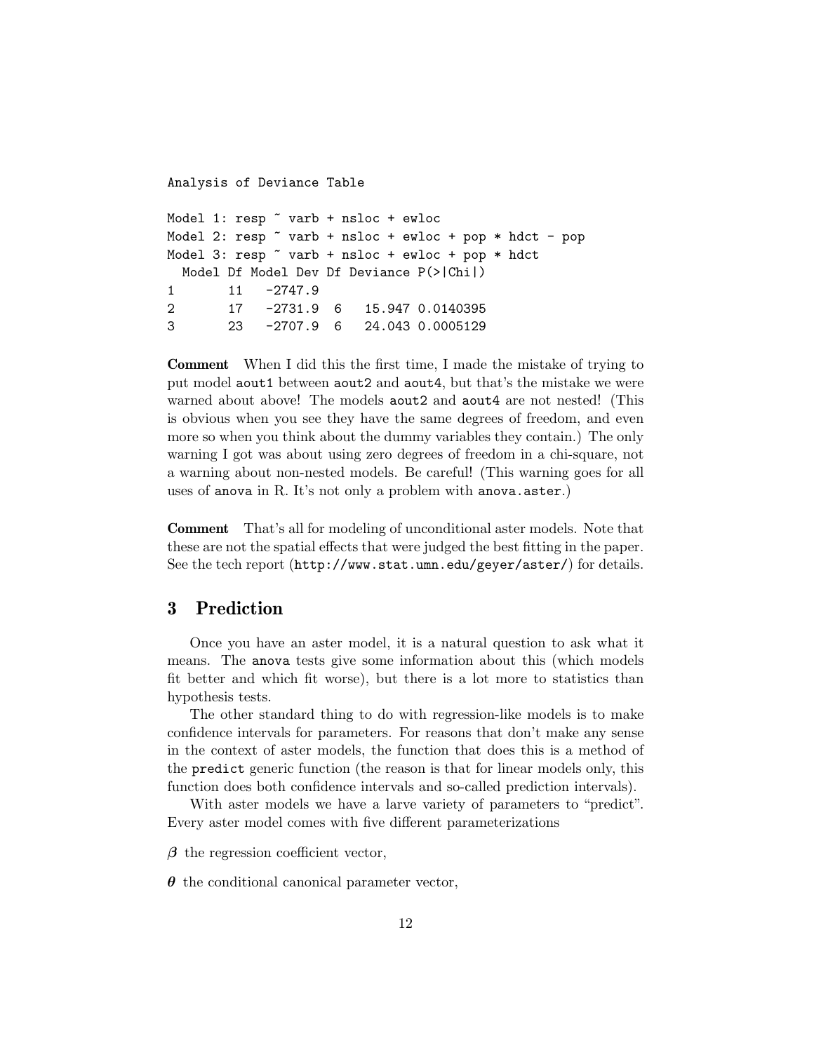```
Analysis of Deviance Table

Model 1: resp ~ varb + nsloc + ewloc
Model 2: resp ~ varb + nsloc + ewloc + pop * hdct - pop
Model 3: resp ~ varb + nsloc + ewloc + pop * hdct
  Model Df Model Dev Df Deviance P(>|Chi|)
1       11   -2747.9
2       17   -2731.9  6   15.947 0.0140395
3       23   -2707.9  6   24.043 0.0005129
```

**Comment** When I did this the first time, I made the mistake of trying to put model `aout1` between `aout2` and `aout4`, but that's the mistake we were warned about above! The models `aout2` and `aout4` are not nested! (This is obvious when you see they have the same degrees of freedom, and even more so when you think about the dummy variables they contain.) The only warning I got was about using zero degrees of freedom in a chi-square, not a warning about non-nested models. Be careful! (This warning goes for all uses of `anova` in R. It's not only a problem with `anova.aster`.)

**Comment** That's all for modeling of unconditional aster models. Note that these are not the spatial effects that were judged the best fitting in the paper. See the tech report (`http://www.stat.umn.edu/geyer/aster/`) for details.

## 3 Prediction

Once you have an aster model, it is a natural question to ask what it means. The `anova` tests give some information about this (which models fit better and which fit worse), but there is a lot more to statistics than hypothesis tests.

The other standard thing to do with regression-like models is to make confidence intervals for parameters. For reasons that don't make any sense in the context of aster models, the function that does this is a method of the `predict` generic function (the reason is that for linear models only, this function does both confidence intervals and so-called prediction intervals).

With aster models we have a larve variety of parameters to "predict". Every aster model comes with five different parameterizations

$\boldsymbol{\beta}$ the regression coefficient vector,

$\boldsymbol{\theta}$ the conditional canonical parameter vector,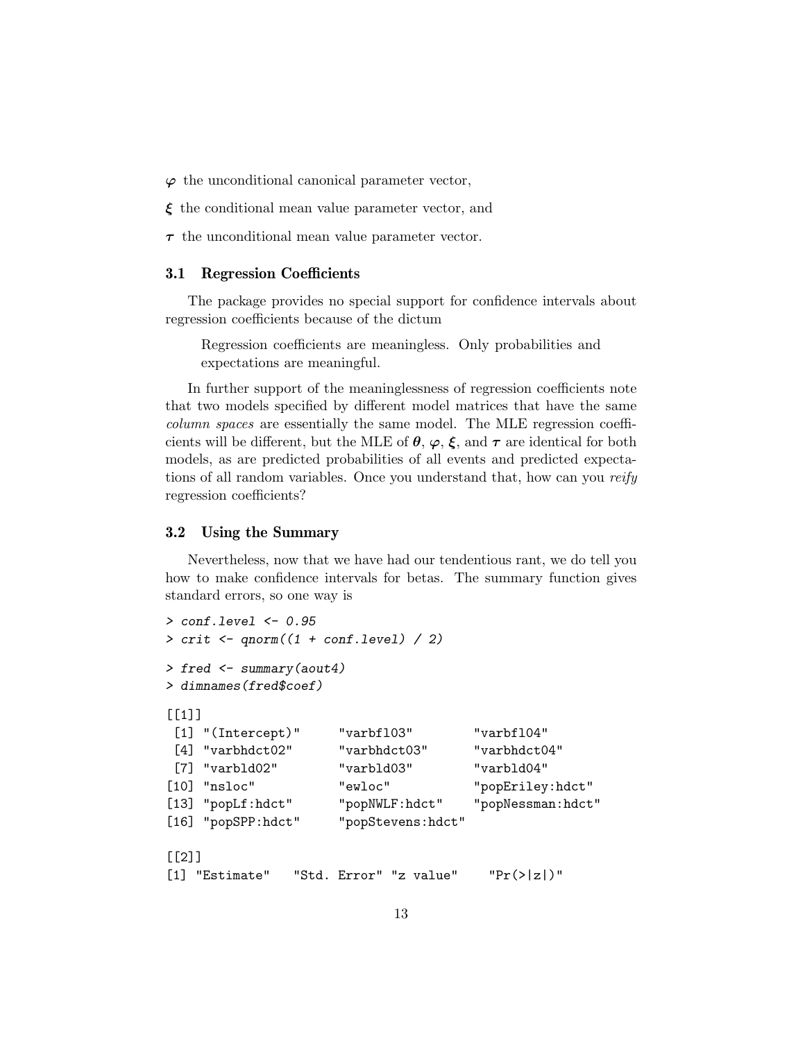$\boldsymbol{\varphi}$ the unconditional canonical parameter vector,

$\boldsymbol{\xi}$ the conditional mean value parameter vector, and

$\boldsymbol{\tau}$ the unconditional mean value parameter vector.

### 3.1 Regression Coefficients

The package provides no special support for confidence intervals about regression coefficients because of the dictum

> Regression coefficients are meaningless. Only probabilities and expectations are meaningful.

In further support of the meaninglessness of regression coefficients note that two models specified by different model matrices that have the same *column spaces* are essentially the same model. The MLE regression coefficients will be different, but the MLE of $\boldsymbol{\theta}$, $\boldsymbol{\varphi}$, $\boldsymbol{\xi}$, and $\boldsymbol{\tau}$ are identical for both models, as are predicted probabilities of all events and predicted expectations of all random variables. Once you understand that, how can you *reify* regression coefficients?

### 3.2 Using the Summary

Nevertheless, now that we have had our tendentious rant, we do tell you how to make confidence intervals for betas. The summary function gives standard errors, so one way is

```
> conf.level <- 0.95
> crit <- qnorm((1 + conf.level) / 2)
> fred <- summary(aout4)
> dimnames(fred$coef)

[[1]]
 [1] "(Intercept)"      "varbfl03"         "varbfl04"
 [4] "varbhdct02"       "varbhdct03"       "varbhdct04"
 [7] "varbld02"         "varbld03"         "varbld04"
[10] "nsloc"            "ewloc"            "popEriley:hdct"
[13] "popLf:hdct"       "popNWLF:hdct"     "popNessman:hdct"
[16] "popSPP:hdct"      "popStevens:hdct"

[[2]]
[1] "Estimate"   "Std. Error" "z value"    "Pr(>|z|)"
```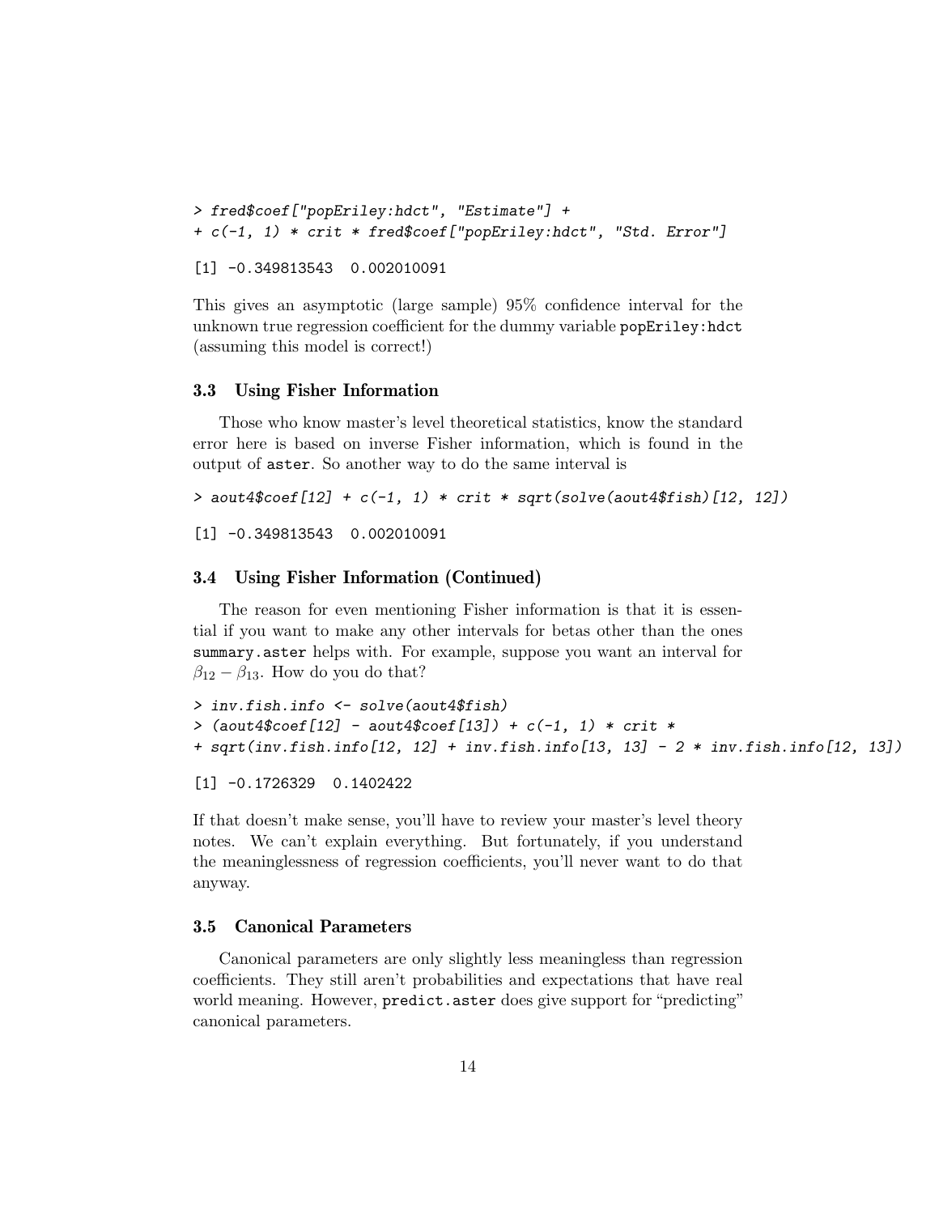```
> fred$coef["popEriley:hdct", "Estimate"] +
+ c(-1, 1) * crit * fred$coef["popEriley:hdct", "Std. Error"]

[1] -0.349813543  0.002010091
```

This gives an asymptotic (large sample) 95% confidence interval for the unknown true regression coefficient for the dummy variable `popEriley:hdct` (assuming this model is correct!)

### 3.3 Using Fisher Information

Those who know master's level theoretical statistics, know the standard error here is based on inverse Fisher information, which is found in the output of `aster`. So another way to do the same interval is

```
> aout4$coef[12] + c(-1, 1) * crit * sqrt(solve(aout4$fish)[12, 12])

[1] -0.349813543  0.002010091
```

### 3.4 Using Fisher Information (Continued)

The reason for even mentioning Fisher information is that it is essential if you want to make any other intervals for betas other than the ones `summary.aster` helps with. For example, suppose you want an interval for $\beta_{12} - \beta_{13}$. How do you do that?

```
> inv.fish.info <- solve(aout4$fish)
> (aout4$coef[12] - aout4$coef[13]) + c(-1, 1) * crit *
+ sqrt(inv.fish.info[12, 12] + inv.fish.info[13, 13] - 2 * inv.fish.info[12, 13])

[1] -0.1726329  0.1402422
```

If that doesn't make sense, you'll have to review your master's level theory notes. We can't explain everything. But fortunately, if you understand the meaninglessness of regression coefficients, you'll never want to do that anyway.

### 3.5 Canonical Parameters

Canonical parameters are only slightly less meaningless than regression coefficients. They still aren't probabilities and expectations that have real world meaning. However, `predict.aster` does give support for "predicting" canonical parameters.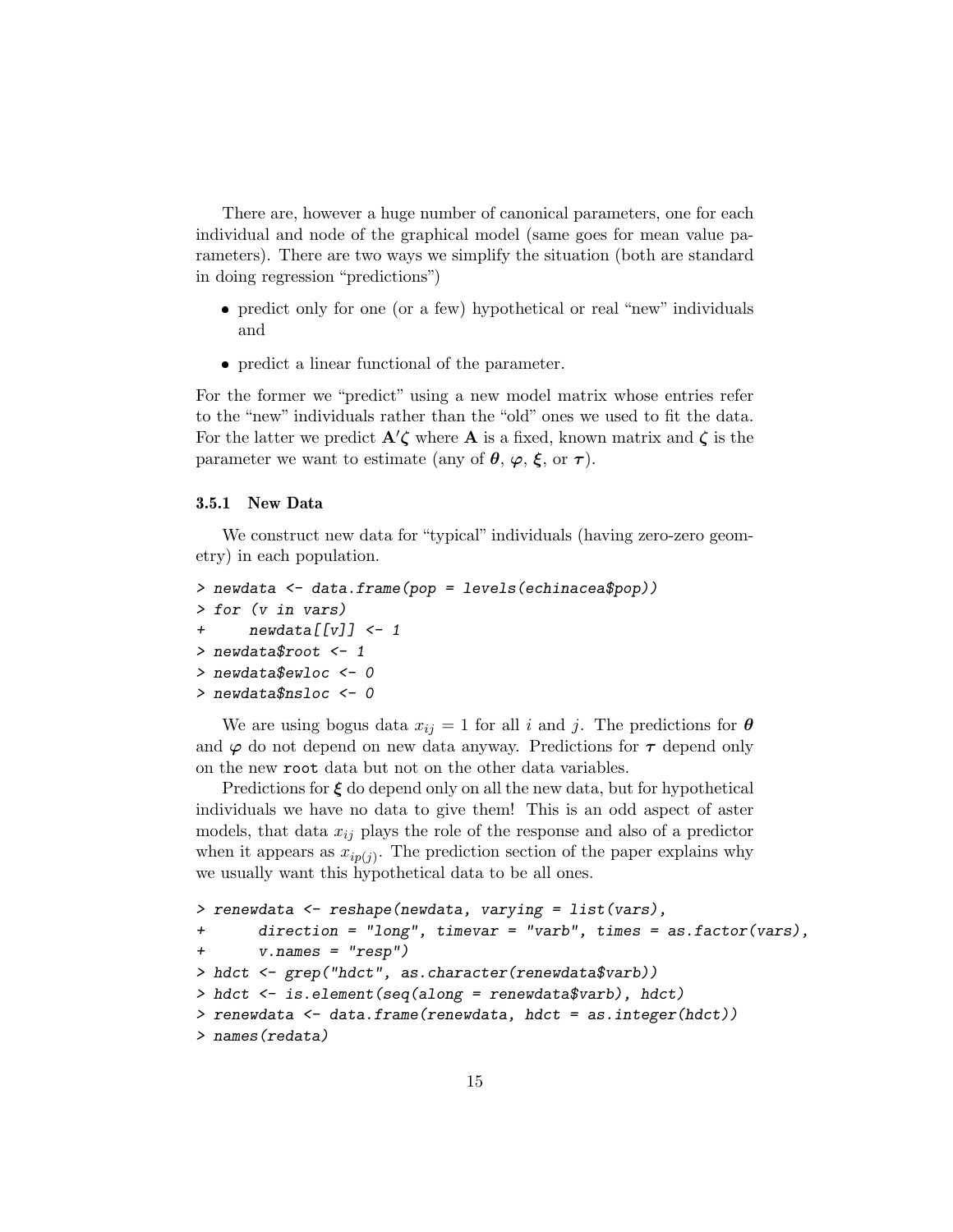There are, however a huge number of canonical parameters, one for each individual and node of the graphical model (same goes for mean value parameters). There are two ways we simplify the situation (both are standard in doing regression "predictions")

- predict only for one (or a few) hypothetical or real "new" individuals and
- predict a linear functional of the parameter.

For the former we "predict" using a new model matrix whose entries refer to the "new" individuals rather than the "old" ones we used to fit the data. For the latter we predict $\mathbf{A}'\boldsymbol{\zeta}$ where $\mathbf{A}$ is a fixed, known matrix and $\boldsymbol{\zeta}$ is the parameter we want to estimate (any of $\boldsymbol{\theta}$, $\boldsymbol{\varphi}$, $\boldsymbol{\xi}$, or $\boldsymbol{\tau}$).

### 3.5.1 New Data

We construct new data for "typical" individuals (having zero-zero geometry) in each population.

```
> newdata <- data.frame(pop = levels(echinacea$pop))
> for (v in vars)
+     newdata[[v]] <- 1
> newdata$root <- 1
> newdata$ewloc <- 0
> newdata$nsloc <- 0
```

We are using bogus data $x_{ij} = 1$ for all $i$ and $j$. The predictions for $\boldsymbol{\theta}$ and $\boldsymbol{\varphi}$ do not depend on new data anyway. Predictions for $\boldsymbol{\tau}$ depend only on the new `root` data but not on the other data variables.

Predictions for $\boldsymbol{\xi}$ do depend only on all the new data, but for hypothetical individuals we have no data to give them! This is an odd aspect of aster models, that data $x_{ij}$ plays the role of the response and also of a predictor when it appears as $x_{ip(j)}$. The prediction section of the paper explains why we usually want this hypothetical data to be all ones.

```
> renewdata <- reshape(newdata, varying = list(vars),
+      direction = "long", timevar = "varb", times = as.factor(vars),
+      v.names = "resp")
> hdct <- grep("hdct", as.character(renewdata$varb))
> hdct <- is.element(seq(along = renewdata$varb), hdct)
> renewdata <- data.frame(renewdata, hdct = as.integer(hdct))
> names(redata)
```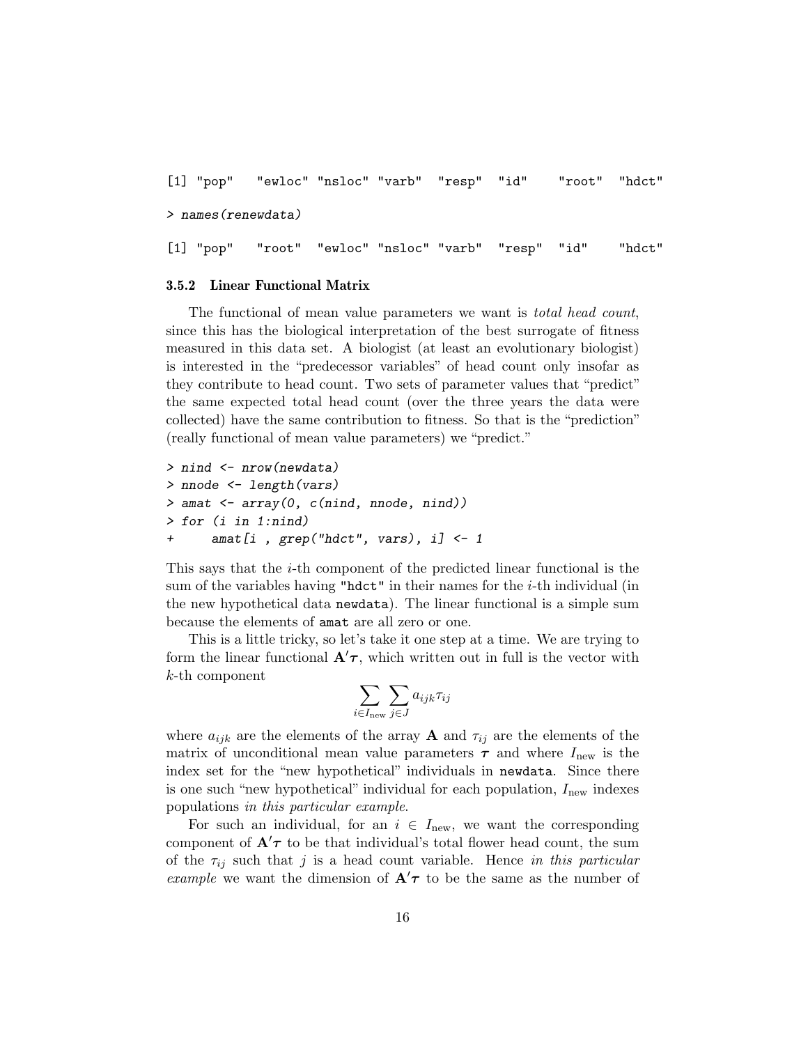```
[1] "pop"   "ewloc" "nsloc" "varb"  "resp"  "id"    "root"  "hdct"
```

```
> names(renewdata)
```

```
[1] "pop"   "root"  "ewloc" "nsloc" "varb"  "resp"  "id"    "hdct"
```

### 3.5.2 Linear Functional Matrix

The functional of mean value parameters we want is *total head count*, since this has the biological interpretation of the best surrogate of fitness measured in this data set. A biologist (at least an evolutionary biologist) is interested in the "predecessor variables" of head count only insofar as they contribute to head count. Two sets of parameter values that "predict" the same expected total head count (over the three years the data were collected) have the same contribution to fitness. So that is the "prediction" (really functional of mean value parameters) we "predict."

```
> nind <- nrow(newdata)
> nnode <- length(vars)
> amat <- array(0, c(nind, nnode, nind))
> for (i in 1:nind)
+     amat[i , grep("hdct", vars), i] <- 1
```

This says that the $i$-th component of the predicted linear functional is the sum of the variables having `"hdct"` in their names for the $i$-th individual (in the new hypothetical data `newdata`). The linear functional is a simple sum because the elements of `amat` are all zero or one.

This is a little tricky, so let's take it one step at a time. We are trying to form the linear functional $\mathbf{A}'\boldsymbol{\tau}$, which written out in full is the vector with $k$-th component

$$\sum_{i \in I_{\text{new}}} \sum_{j \in J} a_{ijk} \tau_{ij}$$

where $a_{ijk}$ are the elements of the array $\mathbf{A}$ and $\tau_{ij}$ are the elements of the matrix of unconditional mean value parameters $\boldsymbol{\tau}$ and where $I_{\text{new}}$ is the index set for the "new hypothetical" individuals in `newdata`. Since there is one such "new hypothetical" individual for each population, $I_{\text{new}}$ indexes populations *in this particular example*.

For such an individual, for an $i \in I_{\text{new}}$, we want the corresponding component of $\mathbf{A}'\boldsymbol{\tau}$ to be that individual's total flower head count, the sum of the $\tau_{ij}$ such that $j$ is a head count variable. Hence *in this particular example* we want the dimension of $\mathbf{A}'\boldsymbol{\tau}$ to be the same as the number of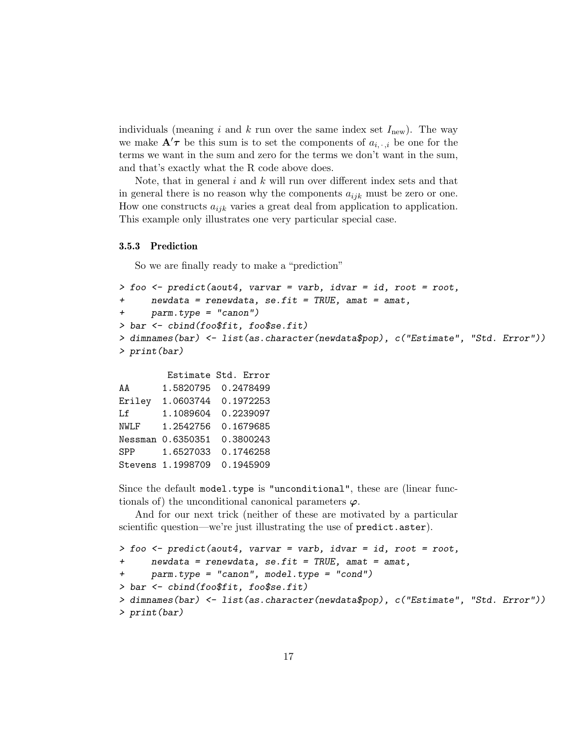individuals (meaning $i$ and $k$ run over the same index set $I_{\text{new}}$). The way we make $\mathbf{A}'\boldsymbol{\tau}$ be this sum is to set the components of $a_{i,\cdot,i}$ be one for the terms we want in the sum and zero for the terms we don't want in the sum, and that's exactly what the R code above does.

Note, that in general $i$ and $k$ will run over different index sets and that in general there is no reason why the components $a_{ijk}$ must be zero or one. How one constructs $a_{ijk}$ varies a great deal from application to application. This example only illustrates one very particular special case.

### 3.5.3 Prediction

So we are finally ready to make a "prediction"

```
> foo <- predict(aout4, varvar = varb, idvar = id, root = root,
+     newdata = renewdata, se.fit = TRUE, amat = amat,
+     parm.type = "canon")
> bar <- cbind(foo$fit, foo$se.fit)
> dimnames(bar) <- list(as.character(newdata$pop), c("Estimate", "Std. Error"))
> print(bar)

         Estimate Std. Error
AA      1.5820795  0.2478499
Eriley  1.0603744  0.1972253
Lf      1.1089604  0.2239097
NWLF    1.2542756  0.1679685
Nessman 0.6350351  0.3800243
SPP     1.6527033  0.1746258
Stevens 1.1998709  0.1945909
```

Since the default `model.type` is `"unconditional"`, these are (linear functionals of) the unconditional canonical parameters $\boldsymbol{\varphi}$.

And for our next trick (neither of these are motivated by a particular scientific question—we're just illustrating the use of `predict.aster`).

```
> foo <- predict(aout4, varvar = varb, idvar = id, root = root,
+     newdata = renewdata, se.fit = TRUE, amat = amat,
+     parm.type = "canon", model.type = "cond")
> bar <- cbind(foo$fit, foo$se.fit)
> dimnames(bar) <- list(as.character(newdata$pop), c("Estimate", "Std. Error"))
> print(bar)
```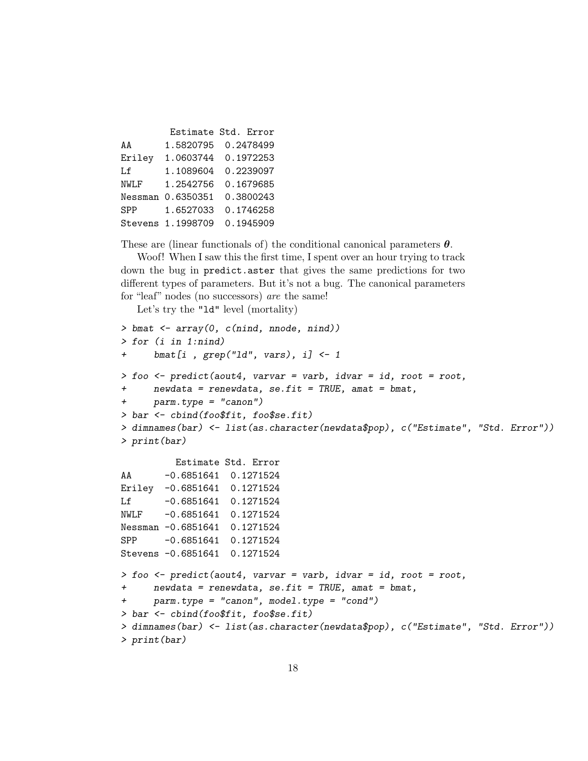```
        Estimate Std. Error
AA      1.5820795  0.2478499
Eriley  1.0603744  0.1972253
Lf      1.1089604  0.2239097
NWLF    1.2542756  0.1679685
Nessman 0.6350351  0.3800243
SPP     1.6527033  0.1746258
Stevens 1.1998709  0.1945909
```

These are (linear functionals of) the conditional canonical parameters $\boldsymbol{\theta}$.

Woof! When I saw this the first time, I spent over an hour trying to track down the bug in `predict.aster` that gives the same predictions for two different types of parameters. But it's not a bug. The canonical parameters for "leaf" nodes (no successors) *are* the same!

Let's try the `"ld"` level (mortality)

```
> bmat <- array(0, c(nind, nnode, nind))
> for (i in 1:nind)
+     bmat[i , grep("ld", vars), i] <- 1
> foo <- predict(aout4, varvar = varb, idvar = id, root = root,
+     newdata = renewdata, se.fit = TRUE, amat = bmat,
+     parm.type = "canon")
> bar <- cbind(foo$fit, foo$se.fit)
> dimnames(bar) <- list(as.character(newdata$pop), c("Estimate", "Std. Error"))
> print(bar)
```

```
         Estimate Std. Error
AA      -0.6851641  0.1271524
Eriley  -0.6851641  0.1271524
Lf      -0.6851641  0.1271524
NWLF    -0.6851641  0.1271524
Nessman -0.6851641  0.1271524
SPP     -0.6851641  0.1271524
Stevens -0.6851641  0.1271524
```

```
> foo <- predict(aout4, varvar = varb, idvar = id, root = root,
+     newdata = renewdata, se.fit = TRUE, amat = bmat,
+     parm.type = "canon", model.type = "cond")
> bar <- cbind(foo$fit, foo$se.fit)
> dimnames(bar) <- list(as.character(newdata$pop), c("Estimate", "Std. Error"))
> print(bar)
```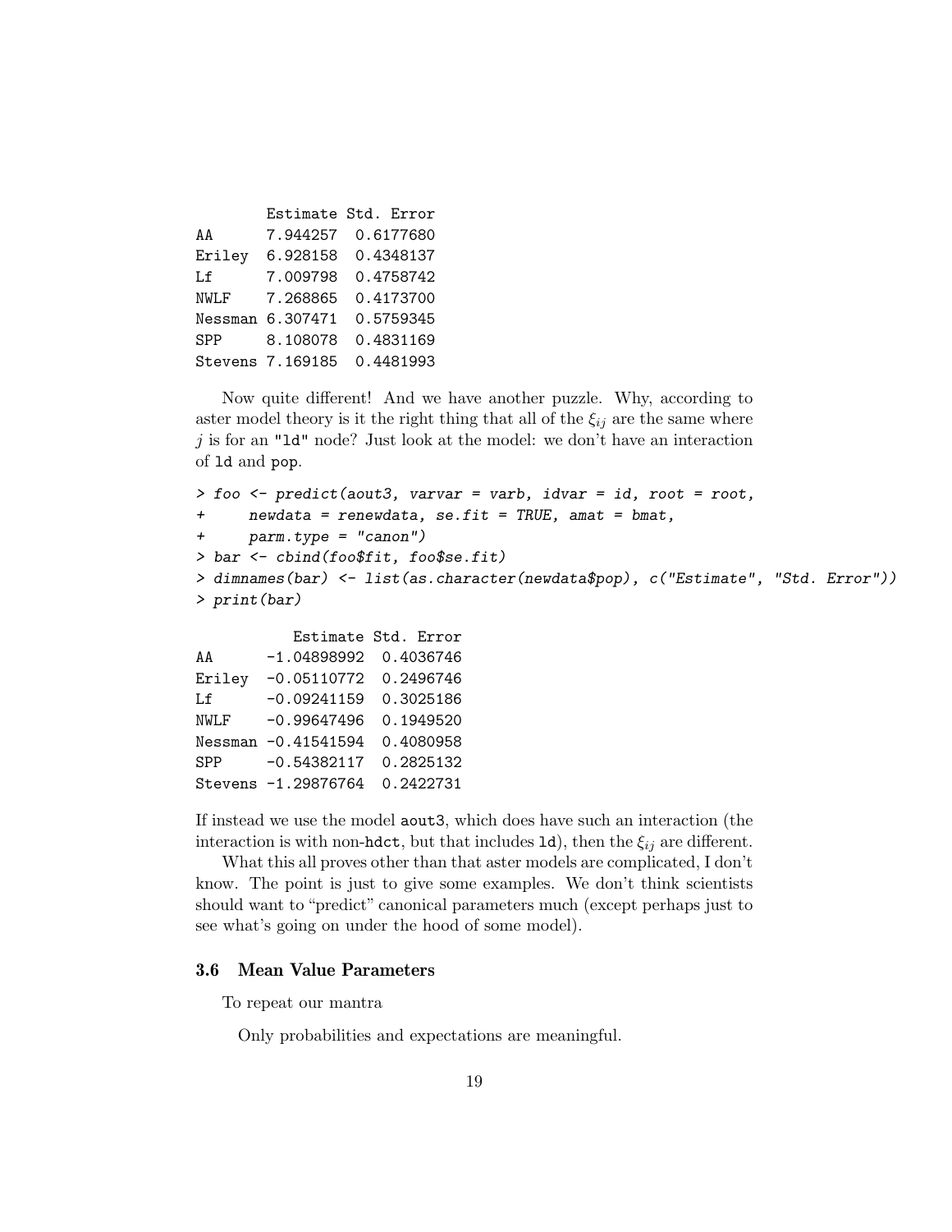```
        Estimate Std. Error
AA      7.944257  0.6177680
Eriley  6.928158  0.4348137
Lf      7.009798  0.4758742
NWLF    7.268865  0.4173700
Nessman 6.307471  0.5759345
SPP     8.108078  0.4831169
Stevens 7.169185  0.4481993
```

Now quite different! And we have another puzzle. Why, according to aster model theory is it the right thing that all of the $\xi_{ij}$ are the same where $j$ is for an `"ld"` node? Just look at the model: we don't have an interaction of `ld` and `pop`.

```
> foo <- predict(aout3, varvar = varb, idvar = id, root = root,
+     newdata = renewdata, se.fit = TRUE, amat = bmat,
+     parm.type = "canon")
> bar <- cbind(foo$fit, foo$se.fit)
> dimnames(bar) <- list(as.character(newdata$pop), c("Estimate", "Std. Error"))
> print(bar)
```

```
           Estimate Std. Error
AA      -1.04898992  0.4036746
Eriley  -0.05110772  0.2496746
Lf      -0.09241159  0.3025186
NWLF    -0.99647496  0.1949520
Nessman -0.41541594  0.4080958
SPP     -0.54382117  0.2825132
Stevens -1.29876764  0.2422731
```

If instead we use the model `aout3`, which does have such an interaction (the interaction is with non-`hdct`, but that includes `ld`), then the $\xi_{ij}$ are different.

What this all proves other than that aster models are complicated, I don't know. The point is just to give some examples. We don't think scientists should want to "predict" canonical parameters much (except perhaps just to see what's going on under the hood of some model).

### 3.6 Mean Value Parameters

To repeat our mantra

> Only probabilities and expectations are meaningful.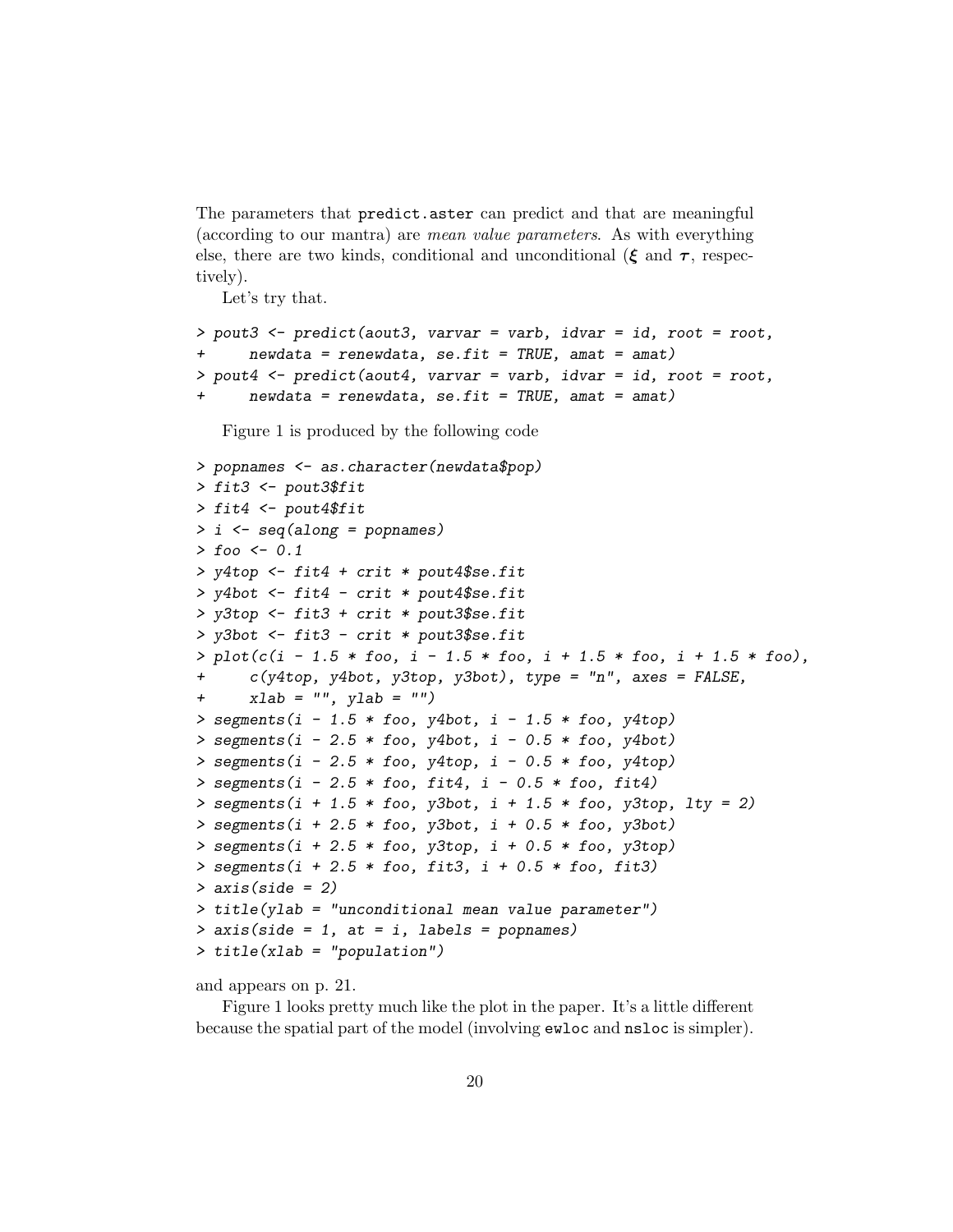The parameters that `predict.aster` can predict and that are meaningful (according to our mantra) are *mean value parameters*. As with everything else, there are two kinds, conditional and unconditional ($\boldsymbol{\xi}$ and $\boldsymbol{\tau}$, respectively).

Let's try that.

```
> pout3 <- predict(aout3, varvar = varb, idvar = id, root = root,
+     newdata = renewdata, se.fit = TRUE, amat = amat)
> pout4 <- predict(aout4, varvar = varb, idvar = id, root = root,
+     newdata = renewdata, se.fit = TRUE, amat = amat)
```

Figure 1 is produced by the following code

```
> popnames <- as.character(newdata$pop)
> fit3 <- pout3$fit
> fit4 <- pout4$fit
> i <- seq(along = popnames)
> foo <- 0.1
> y4top <- fit4 + crit * pout4$se.fit
> y4bot <- fit4 - crit * pout4$se.fit
> y3top <- fit3 + crit * pout3$se.fit
> y3bot <- fit3 - crit * pout3$se.fit
> plot(c(i - 1.5 * foo, i - 1.5 * foo, i + 1.5 * foo, i + 1.5 * foo),
+     c(y4top, y4bot, y3top, y3bot), type = "n", axes = FALSE,
+     xlab = "", ylab = "")
> segments(i - 1.5 * foo, y4bot, i - 1.5 * foo, y4top)
> segments(i - 2.5 * foo, y4bot, i - 0.5 * foo, y4bot)
> segments(i - 2.5 * foo, y4top, i - 0.5 * foo, y4top)
> segments(i - 2.5 * foo, fit4, i - 0.5 * foo, fit4)
> segments(i + 1.5 * foo, y3bot, i + 1.5 * foo, y3top, lty = 2)
> segments(i + 2.5 * foo, y3bot, i + 0.5 * foo, y3bot)
> segments(i + 2.5 * foo, y3top, i + 0.5 * foo, y3top)
> segments(i + 2.5 * foo, fit3, i + 0.5 * foo, fit3)
> axis(side = 2)
> title(ylab = "unconditional mean value parameter")
> axis(side = 1, at = i, labels = popnames)
> title(xlab = "population")
```

and appears on p. 21.

Figure 1 looks pretty much like the plot in the paper. It's a little different because the spatial part of the model (involving `ewloc` and `nsloc` is simpler).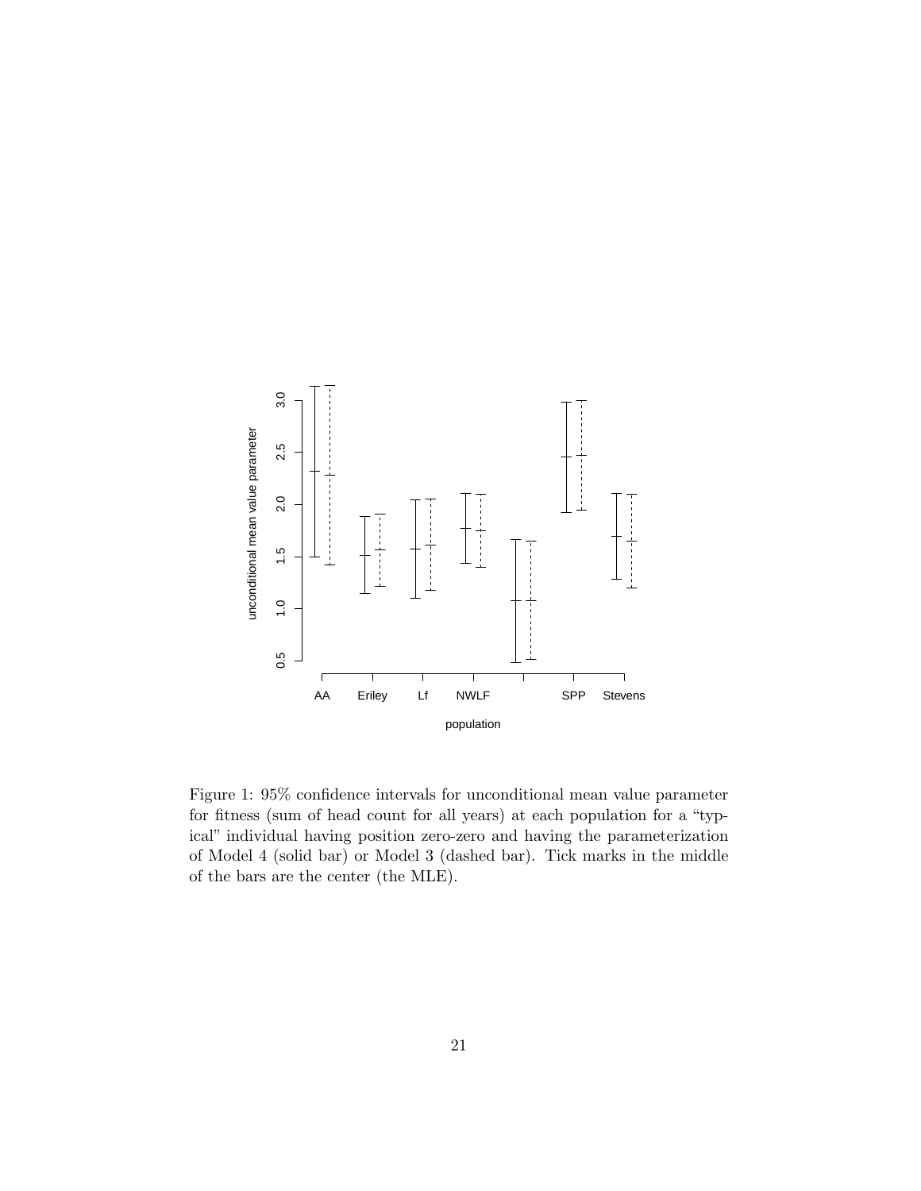Figure 1: 95% confidence intervals for unconditional mean value parameter for fitness (sum of head count for all years) at each population for a "typical" individual having position zero-zero and having the parameterization of Model 4 (solid bar) or Model 3 (dashed bar). Tick marks in the middle of the bars are the center (the MLE).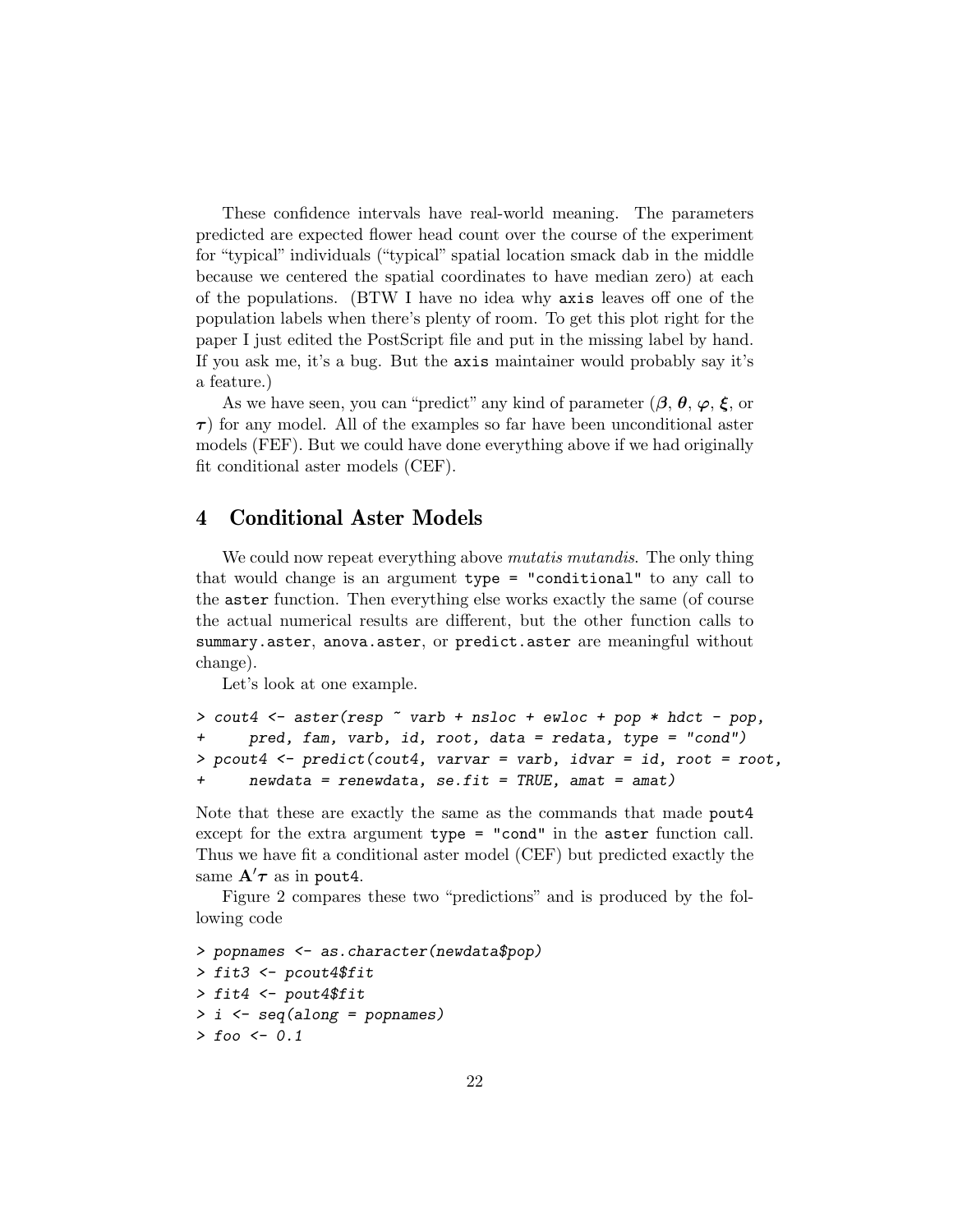These confidence intervals have real-world meaning. The parameters predicted are expected flower head count over the course of the experiment for "typical" individuals ("typical" spatial location smack dab in the middle because we centered the spatial coordinates to have median zero) at each of the populations. (BTW I have no idea why `axis` leaves off one of the population labels when there's plenty of room. To get this plot right for the paper I just edited the PostScript file and put in the missing label by hand. If you ask me, it's a bug. But the `axis` maintainer would probably say it's a feature.)

As we have seen, you can "predict" any kind of parameter ($\boldsymbol{\beta}$, $\boldsymbol{\theta}$, $\boldsymbol{\varphi}$, $\boldsymbol{\xi}$, or $\boldsymbol{\tau}$) for any model. All of the examples so far have been unconditional aster models (FEF). But we could have done everything above if we had originally fit conditional aster models (CEF).

## 4 Conditional Aster Models

We could now repeat everything above *mutatis mutandis*. The only thing that would change is an argument `type = "conditional"` to any call to the `aster` function. Then everything else works exactly the same (of course the actual numerical results are different, but the other function calls to `summary.aster`, `anova.aster`, or `predict.aster` are meaningful without change).

Let's look at one example.

```
> cout4 <- aster(resp ~ varb + nsloc + ewloc + pop * hdct - pop,
+     pred, fam, varb, id, root, data = redata, type = "cond")
> pcout4 <- predict(cout4, varvar = varb, idvar = id, root = root,
+     newdata = renewdata, se.fit = TRUE, amat = amat)
```

Note that these are exactly the same as the commands that made `pout4` except for the extra argument `type = "cond"` in the `aster` function call. Thus we have fit a conditional aster model (CEF) but predicted exactly the same $\mathbf{A}'\boldsymbol{\tau}$ as in `pout4`.

Figure 2 compares these two "predictions" and is produced by the following code

```
> popnames <- as.character(newdata$pop)
> fit3 <- pcout4$fit
> fit4 <- pout4$fit
> i <- seq(along = popnames)
> foo <- 0.1
```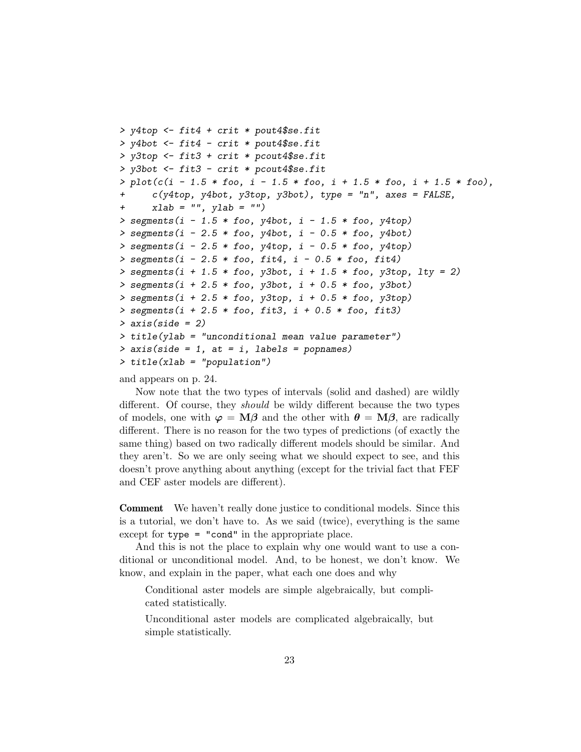```
> y4top <- fit4 + crit * pout4$se.fit
> y4bot <- fit4 - crit * pout4$se.fit
> y3top <- fit3 + crit * pcout4$se.fit
> y3bot <- fit3 - crit * pcout4$se.fit
> plot(c(i - 1.5 * foo, i - 1.5 * foo, i + 1.5 * foo, i + 1.5 * foo),
+     c(y4top, y4bot, y3top, y3bot), type = "n", axes = FALSE,
+     xlab = "", ylab = "")
> segments(i - 1.5 * foo, y4bot, i - 1.5 * foo, y4top)
> segments(i - 2.5 * foo, y4bot, i - 0.5 * foo, y4bot)
> segments(i - 2.5 * foo, y4top, i - 0.5 * foo, y4top)
> segments(i - 2.5 * foo, fit4, i - 0.5 * foo, fit4)
> segments(i + 1.5 * foo, y3bot, i + 1.5 * foo, y3top, lty = 2)
> segments(i + 2.5 * foo, y3bot, i + 0.5 * foo, y3bot)
> segments(i + 2.5 * foo, y3top, i + 0.5 * foo, y3top)
> segments(i + 2.5 * foo, fit3, i + 0.5 * foo, fit3)
> axis(side = 2)
> title(ylab = "unconditional mean value parameter")
> axis(side = 1, at = i, labels = popnames)
> title(xlab = "population")
```

and appears on p. 24.

Now note that the two types of intervals (solid and dashed) are wildly different. Of course, they *should* be wildy different because the two types of models, one with $\boldsymbol{\varphi} = \mathbf{M}\boldsymbol{\beta}$ and the other with $\boldsymbol{\theta} = \mathbf{M}\boldsymbol{\beta}$, are radically different. There is no reason for the two types of predictions (of exactly the same thing) based on two radically different models should be similar. And they aren't. So we are only seeing what we should expect to see, and this doesn't prove anything about anything (except for the trivial fact that FEF and CEF aster models are different).

**Comment** We haven't really done justice to conditional models. Since this is a tutorial, we don't have to. As we said (twice), everything is the same except for `type = "cond"` in the appropriate place.

And this is not the place to explain why one would want to use a conditional or unconditional model. And, to be honest, we don't know. We know, and explain in the paper, what each one does and why

> Conditional aster models are simple algebraically, but complicated statistically.
>
> Unconditional aster models are complicated algebraically, but simple statistically.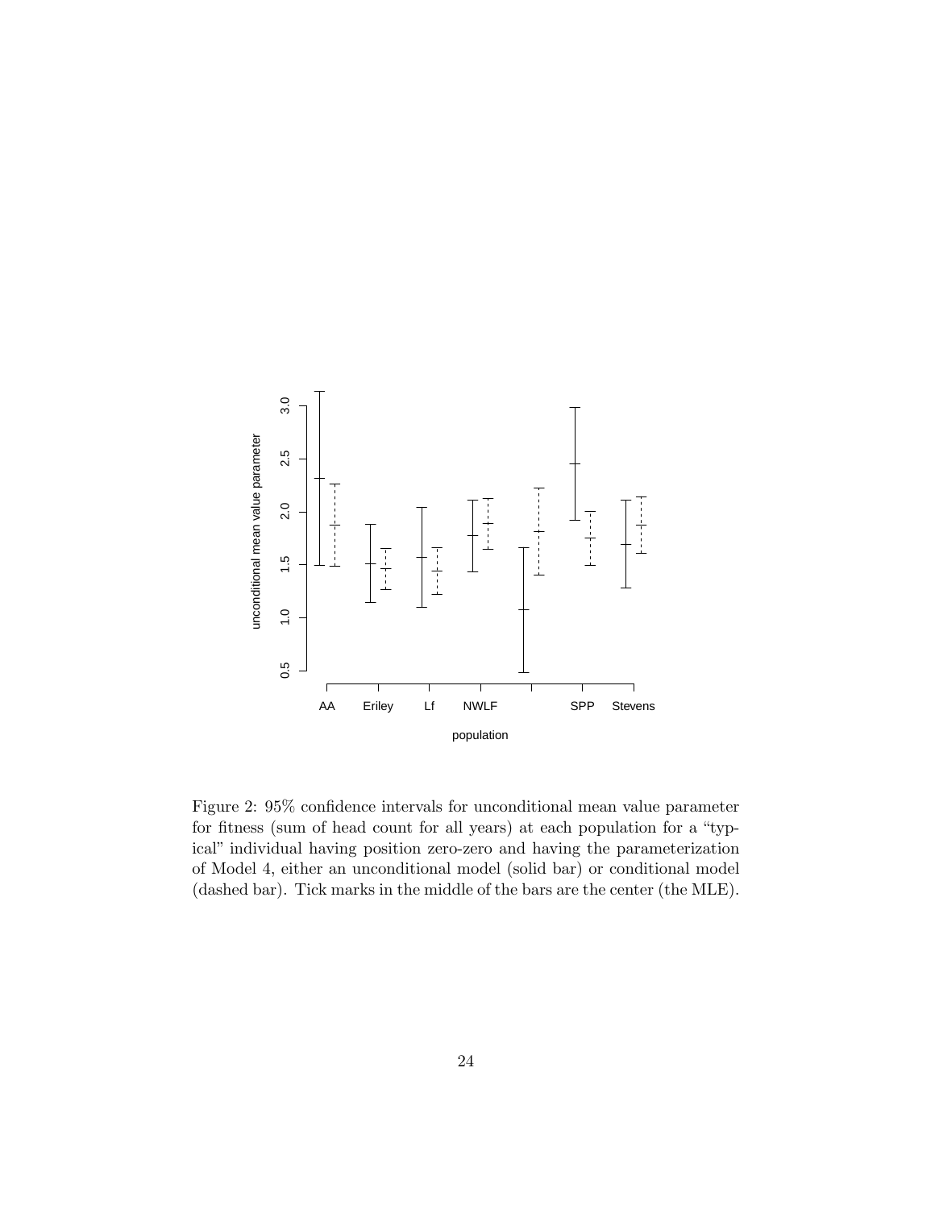Figure 2: 95% confidence intervals for unconditional mean value parameter for fitness (sum of head count for all years) at each population for a "typical" individual having position zero-zero and having the parameterization of Model 4, either an unconditional model (solid bar) or conditional model (dashed bar). Tick marks in the middle of the bars are the center (the MLE).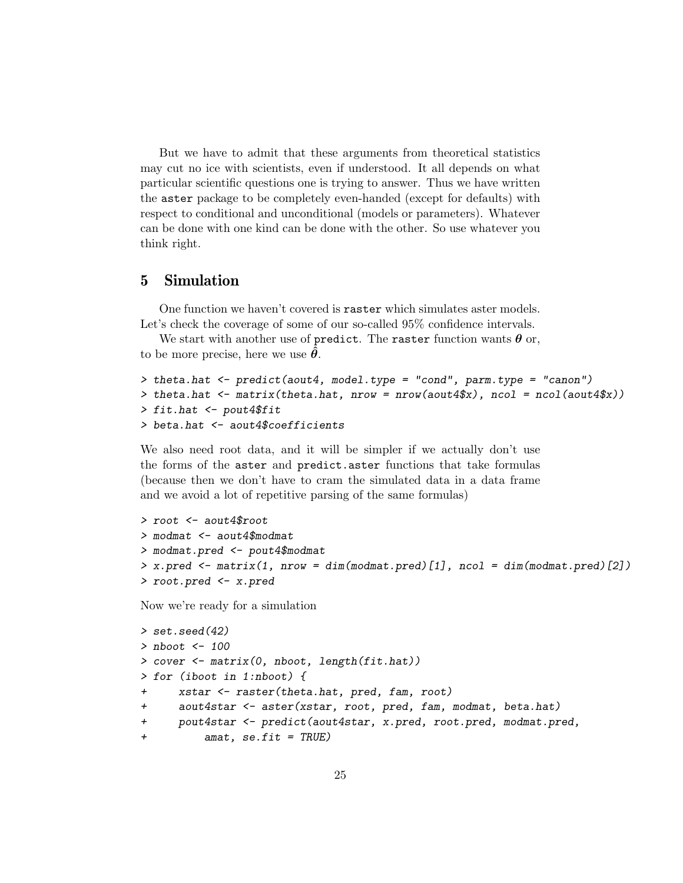But we have to admit that these arguments from theoretical statistics may cut no ice with scientists, even if understood. It all depends on what particular scientific questions one is trying to answer. Thus we have written the `aster` package to be completely even-handed (except for defaults) with respect to conditional and unconditional (models or parameters). Whatever can be done with one kind can be done with the other. So use whatever you think right.

## 5 Simulation

One function we haven't covered is `raster` which simulates aster models. Let's check the coverage of some of our so-called 95% confidence intervals.

We start with another use of `predict`. The `raster` function wants $\boldsymbol{\theta}$ or, to be more precise, here we use $\hat{\boldsymbol{\theta}}$.

```
> theta.hat <- predict(aout4, model.type = "cond", parm.type = "canon")
> theta.hat <- matrix(theta.hat, nrow = nrow(aout4$x), ncol = ncol(aout4$x))
> fit.hat <- pout4$fit
> beta.hat <- aout4$coefficients
```

We also need root data, and it will be simpler if we actually don't use the forms of the `aster` and `predict.aster` functions that take formulas (because then we don't have to cram the simulated data in a data frame and we avoid a lot of repetitive parsing of the same formulas)

```
> root <- aout4$root
> modmat <- aout4$modmat
> modmat.pred <- pout4$modmat
> x.pred <- matrix(1, nrow = dim(modmat.pred)[1], ncol = dim(modmat.pred)[2])
> root.pred <- x.pred
```

Now we're ready for a simulation

```
> set.seed(42)
> nboot <- 100
> cover <- matrix(0, nboot, length(fit.hat))
> for (iboot in 1:nboot) {
+     xstar <- raster(theta.hat, pred, fam, root)
+     aout4star <- aster(xstar, root, pred, fam, modmat, beta.hat)
+     pout4star <- predict(aout4star, x.pred, root.pred, modmat.pred,
+         amat, se.fit = TRUE)
```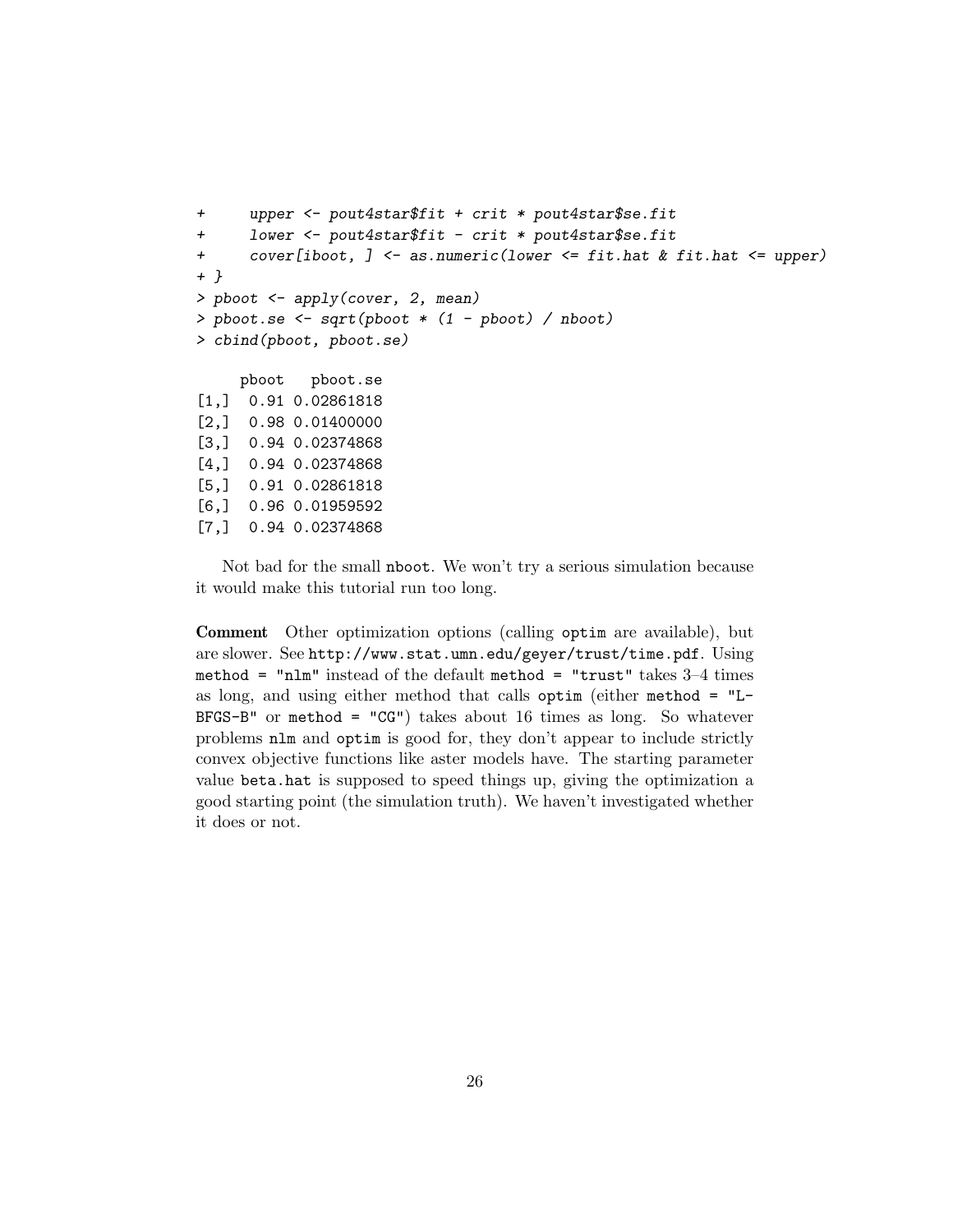```
+     upper <- pout4star$fit + crit * pout4star$se.fit
+     lower <- pout4star$fit - crit * pout4star$se.fit
+     cover[iboot, ] <- as.numeric(lower <= fit.hat & fit.hat <= upper)
+ }
> pboot <- apply(cover, 2, mean)
> pboot.se <- sqrt(pboot * (1 - pboot) / nboot)
> cbind(pboot, pboot.se)

     pboot   pboot.se
[1,]  0.91 0.02861818
[2,]  0.98 0.01400000
[3,]  0.94 0.02374868
[4,]  0.94 0.02374868
[5,]  0.91 0.02861818
[6,]  0.96 0.01959592
[7,]  0.94 0.02374868
```

Not bad for the small `nboot`. We won't try a serious simulation because it would make this tutorial run too long.

**Comment** Other optimization options (calling `optim` are available), but are slower. See `http://www.stat.umn.edu/geyer/trust/time.pdf`. Using `method = "nlm"` instead of the default `method = "trust"` takes 3–4 times as long, and using either method that calls `optim` (either `method = "L-BFGS-B"` or `method = "CG"`) takes about 16 times as long. So whatever problems `nlm` and `optim` is good for, they don't appear to include strictly convex objective functions like aster models have. The starting parameter value `beta.hat` is supposed to speed things up, giving the optimization a good starting point (the simulation truth). We haven't investigated whether it does or not.